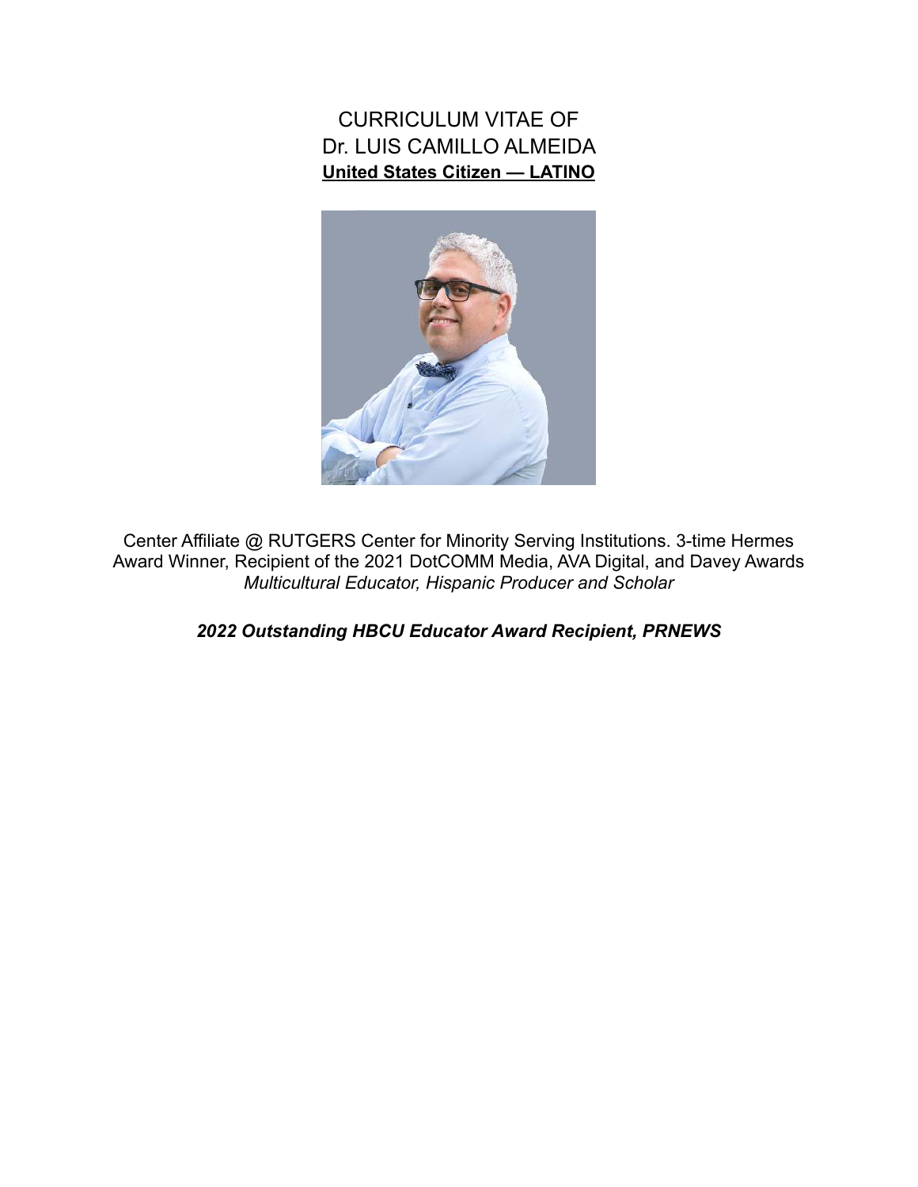# CURRICULUM VITAE OF
# Dr. LUIS CAMILLO ALMEIDA

**United States Citizen — LATINO**

Center Affiliate @ RUTGERS Center for Minority Serving Institutions. 3-time Hermes Award Winner, Recipient of the 2021 DotCOMM Media, AVA Digital, and Davey Awards
*Multicultural Educator, Hispanic Producer and Scholar*

***2022 Outstanding HBCU Educator Award Recipient, PRNEWS***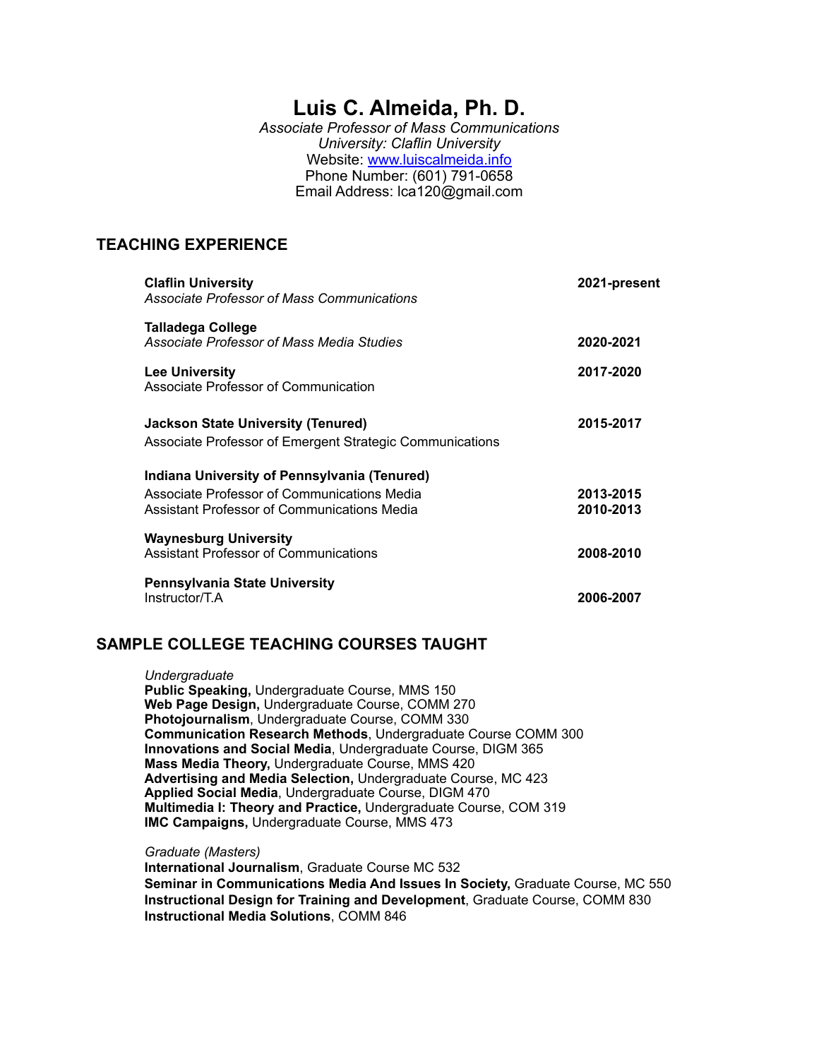# Luis C. Almeida, Ph. D.

*Associate Professor of Mass Communications*
*University: Claflin University*
Website: [www.luiscalmeida.info](http://www.luiscalmeida.info)
Phone Number: (601) 791-0658
Email Address: lca120@gmail.com

## TEACHING EXPERIENCE

**Claflin University** — **2021-present**
*Associate Professor of Mass Communications*

**Talladega College** — **2020-2021**
*Associate Professor of Mass Media Studies*

**Lee University** — **2017-2020**
Associate Professor of Communication

**Jackson State University (Tenured)** — **2015-2017**
Associate Professor of Emergent Strategic Communications

**Indiana University of Pennsylvania (Tenured)**
Associate Professor of Communications Media — **2013-2015**
Assistant Professor of Communications Media — **2010-2013**

**Waynesburg University** — **2008-2010**
Assistant Professor of Communications

**Pennsylvania State University** — **2006-2007**
Instructor/T.A

## SAMPLE COLLEGE TEACHING COURSES TAUGHT

*Undergraduate*

**Public Speaking,** Undergraduate Course, MMS 150
**Web Page Design,** Undergraduate Course, COMM 270
**Photojournalism**, Undergraduate Course, COMM 330
**Communication Research Methods**, Undergraduate Course COMM 300
**Innovations and Social Media**, Undergraduate Course, DIGM 365
**Mass Media Theory,** Undergraduate Course, MMS 420
**Advertising and Media Selection,** Undergraduate Course, MC 423
**Applied Social Media**, Undergraduate Course, DIGM 470
**Multimedia I: Theory and Practice,** Undergraduate Course, COM 319
**IMC Campaigns,** Undergraduate Course, MMS 473

*Graduate (Masters)*

**International Journalism**, Graduate Course MC 532
**Seminar in Communications Media And Issues In Society,** Graduate Course, MC 550
**Instructional Design for Training and Development**, Graduate Course, COMM 830
**Instructional Media Solutions**, COMM 846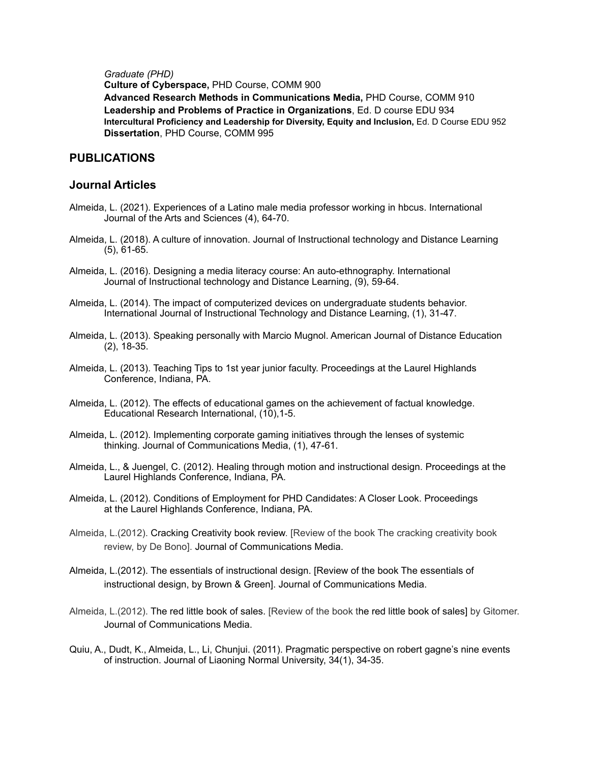*Graduate (PHD)*

**Culture of Cyberspace,** PHD Course, COMM 900

**Advanced Research Methods in Communications Media,** PHD Course, COMM 910

**Leadership and Problems of Practice in Organizations**, Ed. D course EDU 934

**Intercultural Proficiency and Leadership for Diversity, Equity and Inclusion,** Ed. D Course EDU 952

**Dissertation**, PHD Course, COMM 995

## PUBLICATIONS

## Journal Articles

Almeida, L. (2021). Experiences of a Latino male media professor working in hbcus. International Journal of the Arts and Sciences (4), 64-70.

Almeida, L. (2018). A culture of innovation. Journal of Instructional technology and Distance Learning (5), 61-65.

Almeida, L. (2016). Designing a media literacy course: An auto-ethnography. International Journal of Instructional technology and Distance Learning, (9), 59-64.

Almeida, L. (2014). The impact of computerized devices on undergraduate students behavior. International Journal of Instructional Technology and Distance Learning, (1), 31-47.

Almeida, L. (2013). Speaking personally with Marcio Mugnol. American Journal of Distance Education (2), 18-35.

Almeida, L. (2013). Teaching Tips to 1st year junior faculty. Proceedings at the Laurel Highlands Conference, Indiana, PA.

Almeida, L. (2012). The effects of educational games on the achievement of factual knowledge. Educational Research International, (10),1-5.

Almeida, L. (2012). Implementing corporate gaming initiatives through the lenses of systemic thinking. Journal of Communications Media, (1), 47-61.

Almeida, L., & Juengel, C. (2012). Healing through motion and instructional design. Proceedings at the Laurel Highlands Conference, Indiana, PA.

Almeida, L. (2012). Conditions of Employment for PHD Candidates: A Closer Look. Proceedings at the Laurel Highlands Conference, Indiana, PA.

Almeida, L.(2012). Cracking Creativity book review. [Review of the book The cracking creativity book review, by De Bono]. Journal of Communications Media.

Almeida, L.(2012). The essentials of instructional design. [Review of the book The essentials of instructional design, by Brown & Green]. Journal of Communications Media.

Almeida, L.(2012). The red little book of sales. [Review of the book the red little book of sales] by Gitomer. Journal of Communications Media.

Quiu, A., Dudt, K., Almeida, L., Li, Chunjui. (2011). Pragmatic perspective on robert gagne's nine events of instruction. Journal of Liaoning Normal University, 34(1), 34-35.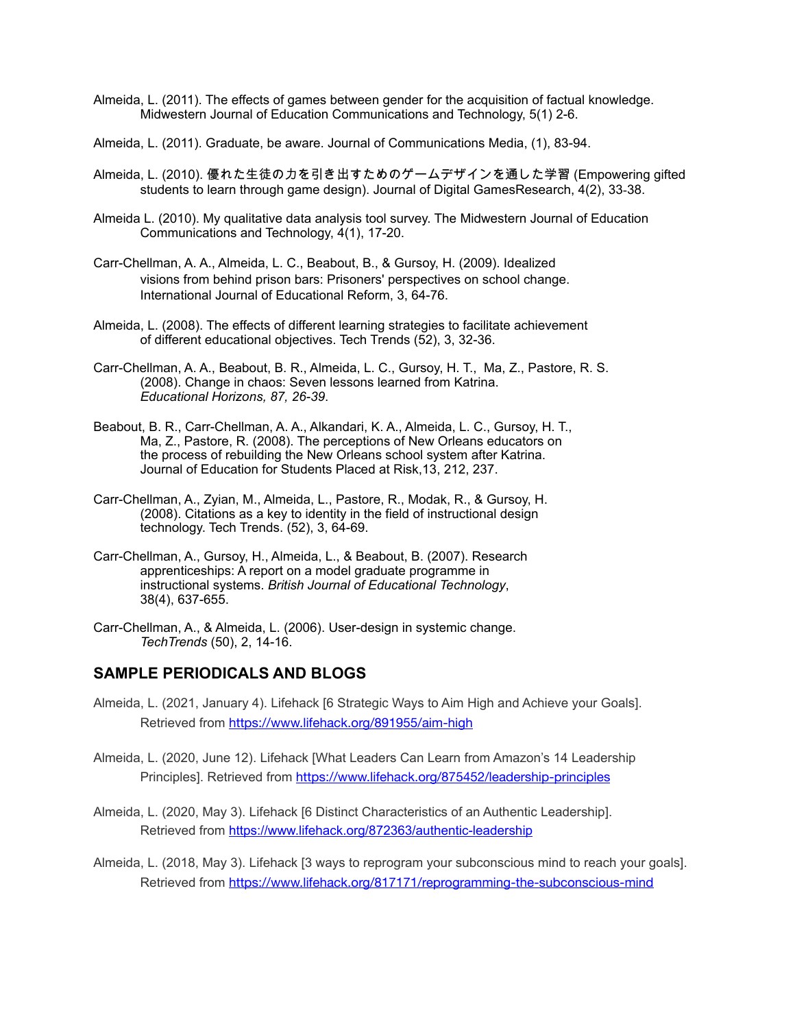Almeida, L. (2011). The effects of games between gender for the acquisition of factual knowledge. Midwestern Journal of Education Communications and Technology, 5(1) 2-6.

Almeida, L. (2011). Graduate, be aware. Journal of Communications Media, (1), 83-94.

Almeida, L. (2010). 優れた生徒の力を引き出すためのゲームデザインを通した学習 (Empowering gifted students to learn through game design). Journal of Digital GamesResearch, 4(2), 33-38.

Almeida L. (2010). My qualitative data analysis tool survey. The Midwestern Journal of Education Communications and Technology, 4(1), 17-20.

Carr-Chellman, A. A., Almeida, L. C., Beabout, B., & Gursoy, H. (2009). Idealized visions from behind prison bars: Prisoners' perspectives on school change. International Journal of Educational Reform, 3, 64-76.

Almeida, L. (2008). The effects of different learning strategies to facilitate achievement of different educational objectives. Tech Trends (52), 3, 32-36.

Carr-Chellman, A. A., Beabout, B. R., Almeida, L. C., Gursoy, H. T., Ma, Z., Pastore, R. S. (2008). Change in chaos: Seven lessons learned from Katrina. *Educational Horizons, 87, 26-39.*

Beabout, B. R., Carr-Chellman, A. A., Alkandari, K. A., Almeida, L. C., Gursoy, H. T., Ma, Z., Pastore, R. (2008). The perceptions of New Orleans educators on the process of rebuilding the New Orleans school system after Katrina. Journal of Education for Students Placed at Risk,13, 212, 237.

Carr-Chellman, A., Zyian, M., Almeida, L., Pastore, R., Modak, R., & Gursoy, H. (2008). Citations as a key to identity in the field of instructional design technology. Tech Trends. (52), 3, 64-69.

Carr-Chellman, A., Gursoy, H., Almeida, L., & Beabout, B. (2007). Research apprenticeships: A report on a model graduate programme in instructional systems. *British Journal of Educational Technology*, 38(4), 637-655.

Carr-Chellman, A., & Almeida, L. (2006). User-design in systemic change. *TechTrends* (50), 2, 14-16.

## SAMPLE PERIODICALS AND BLOGS

Almeida, L. (2021, January 4). Lifehack [6 Strategic Ways to Aim High and Achieve your Goals]. Retrieved from https://www.lifehack.org/891955/aim-high

Almeida, L. (2020, June 12). Lifehack [What Leaders Can Learn from Amazon's 14 Leadership Principles]. Retrieved from https://www.lifehack.org/875452/leadership-principles

Almeida, L. (2020, May 3). Lifehack [6 Distinct Characteristics of an Authentic Leadership]. Retrieved from https://www.lifehack.org/872363/authentic-leadership

Almeida, L. (2018, May 3). Lifehack [3 ways to reprogram your subconscious mind to reach your goals]. Retrieved from https://www.lifehack.org/817171/reprogramming-the-subconscious-mind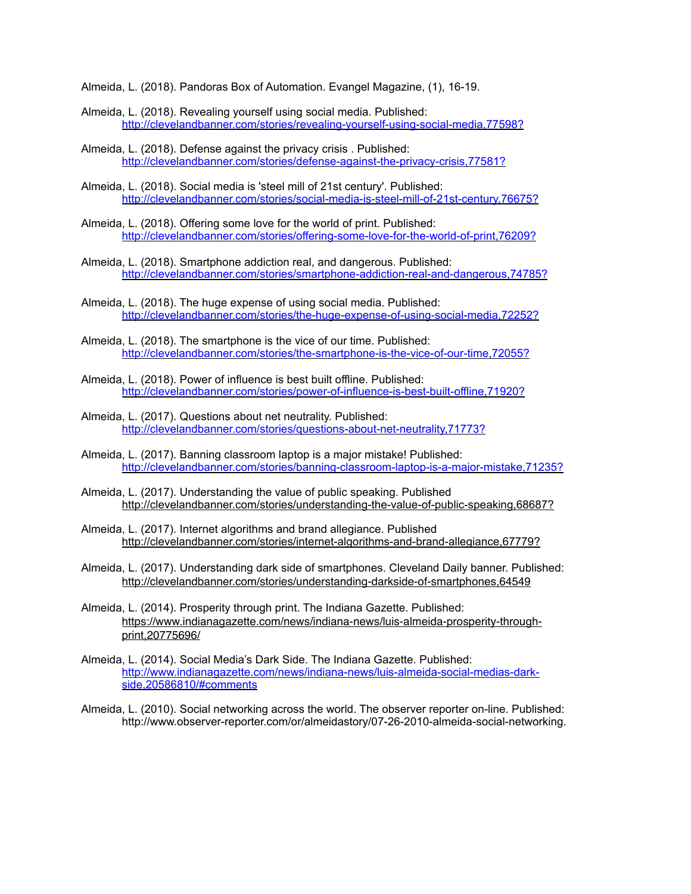Almeida, L. (2018). Pandoras Box of Automation. Evangel Magazine, (1), 16-19.

Almeida, L. (2018). Revealing yourself using social media. Published: http://clevelandbanner.com/stories/revealing-yourself-using-social-media,77598?

Almeida, L. (2018). Defense against the privacy crisis . Published: http://clevelandbanner.com/stories/defense-against-the-privacy-crisis,77581?

Almeida, L. (2018). Social media is 'steel mill of 21st century'. Published: http://clevelandbanner.com/stories/social-media-is-steel-mill-of-21st-century,76675?

Almeida, L. (2018). Offering some love for the world of print. Published: http://clevelandbanner.com/stories/offering-some-love-for-the-world-of-print,76209?

Almeida, L. (2018). Smartphone addiction real, and dangerous. Published: http://clevelandbanner.com/stories/smartphone-addiction-real-and-dangerous,74785?

Almeida, L. (2018). The huge expense of using social media. Published: http://clevelandbanner.com/stories/the-huge-expense-of-using-social-media,72252?

Almeida, L. (2018). The smartphone is the vice of our time. Published: http://clevelandbanner.com/stories/the-smartphone-is-the-vice-of-our-time,72055?

Almeida, L. (2018). Power of influence is best built offline. Published: http://clevelandbanner.com/stories/power-of-influence-is-best-built-offline,71920?

Almeida, L. (2017). Questions about net neutrality. Published: http://clevelandbanner.com/stories/questions-about-net-neutrality,71773?

Almeida, L. (2017). Banning classroom laptop is a major mistake! Published: http://clevelandbanner.com/stories/banning-classroom-laptop-is-a-major-mistake,71235?

Almeida, L. (2017). Understanding the value of public speaking. Published http://clevelandbanner.com/stories/understanding-the-value-of-public-speaking,68687?

Almeida, L. (2017). Internet algorithms and brand allegiance. Published http://clevelandbanner.com/stories/internet-algorithms-and-brand-allegiance,67779?

Almeida, L. (2017). Understanding dark side of smartphones. Cleveland Daily banner. Published: http://clevelandbanner.com/stories/understanding-darkside-of-smartphones,64549

Almeida, L. (2014). Prosperity through print. The Indiana Gazette. Published: https://www.indianagazette.com/news/indiana-news/luis-almeida-prosperity-through-print,20775696/

Almeida, L. (2014). Social Media's Dark Side. The Indiana Gazette. Published: http://www.indianagazette.com/news/indiana-news/luis-almeida-social-medias-dark-side,20586810/#comments

Almeida, L. (2010). Social networking across the world. The observer reporter on-line. Published: http://www.observer-reporter.com/or/almeidastory/07-26-2010-almeida-social-networking.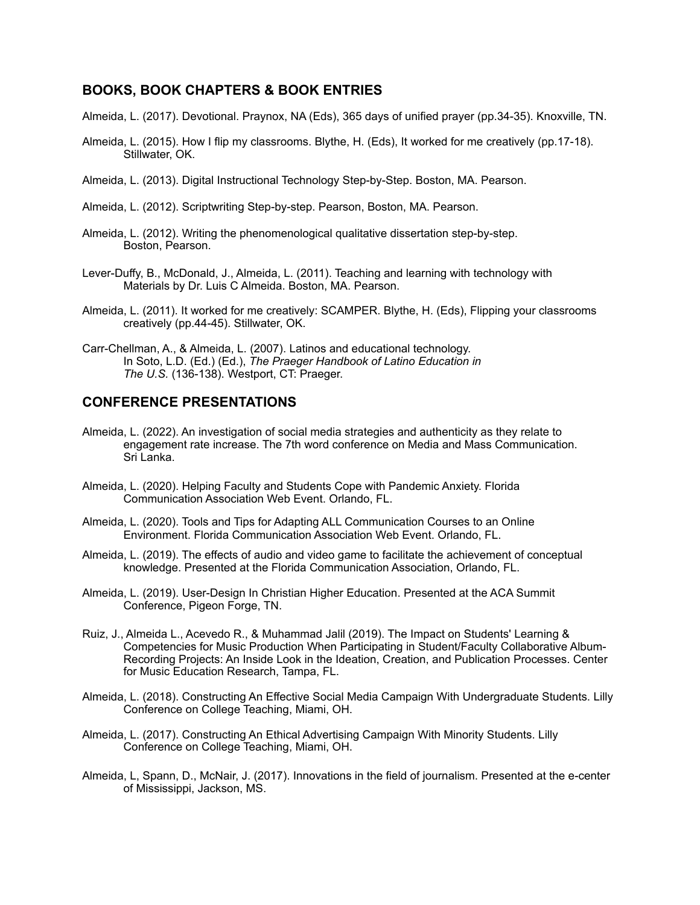## BOOKS, BOOK CHAPTERS & BOOK ENTRIES

Almeida, L. (2017). Devotional. Praynox, NA (Eds), 365 days of unified prayer (pp.34-35). Knoxville, TN.

Almeida, L. (2015). How I flip my classrooms. Blythe, H. (Eds), It worked for me creatively (pp.17-18). Stillwater, OK.

Almeida, L. (2013). Digital Instructional Technology Step-by-Step. Boston, MA. Pearson.

Almeida, L. (2012). Scriptwriting Step-by-step. Pearson, Boston, MA. Pearson.

Almeida, L. (2012). Writing the phenomenological qualitative dissertation step-by-step. Boston, Pearson.

Lever-Duffy, B., McDonald, J., Almeida, L. (2011). Teaching and learning with technology with Materials by Dr. Luis C Almeida. Boston, MA. Pearson.

Almeida, L. (2011). It worked for me creatively: SCAMPER. Blythe, H. (Eds), Flipping your classrooms creatively (pp.44-45). Stillwater, OK.

Carr-Chellman, A., & Almeida, L. (2007). Latinos and educational technology. In Soto, L.D. (Ed.) (Ed.), *The Praeger Handbook of Latino Education in The U.S.* (136-138). Westport, CT: Praeger.

## CONFERENCE PRESENTATIONS

Almeida, L. (2022). An investigation of social media strategies and authenticity as they relate to engagement rate increase. The 7th word conference on Media and Mass Communication. Sri Lanka.

Almeida, L. (2020). Helping Faculty and Students Cope with Pandemic Anxiety. Florida Communication Association Web Event. Orlando, FL.

Almeida, L. (2020). Tools and Tips for Adapting ALL Communication Courses to an Online Environment. Florida Communication Association Web Event. Orlando, FL.

Almeida, L. (2019). The effects of audio and video game to facilitate the achievement of conceptual knowledge. Presented at the Florida Communication Association, Orlando, FL.

Almeida, L. (2019). User-Design In Christian Higher Education. Presented at the ACA Summit Conference, Pigeon Forge, TN.

Ruiz, J., Almeida L., Acevedo R., & Muhammad Jalil (2019). The Impact on Students' Learning & Competencies for Music Production When Participating in Student/Faculty Collaborative Album-Recording Projects: An Inside Look in the Ideation, Creation, and Publication Processes. Center for Music Education Research, Tampa, FL.

Almeida, L. (2018). Constructing An Effective Social Media Campaign With Undergraduate Students. Lilly Conference on College Teaching, Miami, OH.

Almeida, L. (2017). Constructing An Ethical Advertising Campaign With Minority Students. Lilly Conference on College Teaching, Miami, OH.

Almeida, L, Spann, D., McNair, J. (2017). Innovations in the field of journalism. Presented at the e-center of Mississippi, Jackson, MS.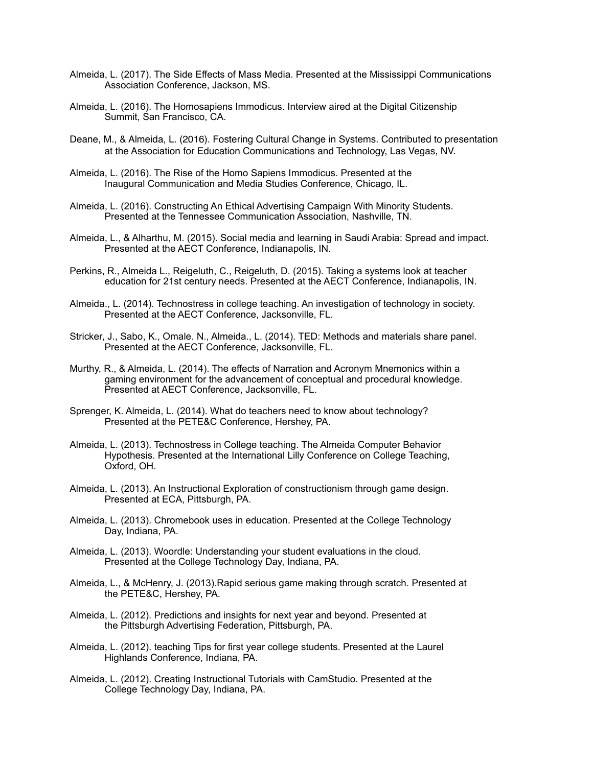Almeida, L. (2017). The Side Effects of Mass Media. Presented at the Mississippi Communications Association Conference, Jackson, MS.

Almeida, L. (2016). The Homosapiens Immodicus. Interview aired at the Digital Citizenship Summit, San Francisco, CA.

Deane, M., & Almeida, L. (2016). Fostering Cultural Change in Systems. Contributed to presentation at the Association for Education Communications and Technology, Las Vegas, NV.

Almeida, L. (2016). The Rise of the Homo Sapiens Immodicus. Presented at the Inaugural Communication and Media Studies Conference, Chicago, IL.

Almeida, L. (2016). Constructing An Ethical Advertising Campaign With Minority Students. Presented at the Tennessee Communication Association, Nashville, TN.

Almeida, L., & Alharthu, M. (2015). Social media and learning in Saudi Arabia: Spread and impact. Presented at the AECT Conference, Indianapolis, IN.

Perkins, R., Almeida L., Reigeluth, C., Reigeluth, D. (2015). Taking a systems look at teacher education for 21st century needs. Presented at the AECT Conference, Indianapolis, IN.

Almeida., L. (2014). Technostress in college teaching. An investigation of technology in society. Presented at the AECT Conference, Jacksonville, FL.

Stricker, J., Sabo, K., Omale. N., Almeida., L. (2014). TED: Methods and materials share panel. Presented at the AECT Conference, Jacksonville, FL.

Murthy, R., & Almeida, L. (2014). The effects of Narration and Acronym Mnemonics within a gaming environment for the advancement of conceptual and procedural knowledge. Presented at AECT Conference, Jacksonville, FL.

Sprenger, K. Almeida, L. (2014). What do teachers need to know about technology? Presented at the PETE&C Conference, Hershey, PA.

Almeida, L. (2013). Technostress in College teaching. The Almeida Computer Behavior Hypothesis. Presented at the International Lilly Conference on College Teaching, Oxford, OH.

Almeida, L. (2013). An Instructional Exploration of constructionism through game design. Presented at ECA, Pittsburgh, PA.

Almeida, L. (2013). Chromebook uses in education. Presented at the College Technology Day, Indiana, PA.

Almeida, L. (2013). Woordle: Understanding your student evaluations in the cloud. Presented at the College Technology Day, Indiana, PA.

Almeida, L., & McHenry, J. (2013).Rapid serious game making through scratch. Presented at the PETE&C, Hershey, PA.

Almeida, L. (2012). Predictions and insights for next year and beyond. Presented at the Pittsburgh Advertising Federation, Pittsburgh, PA.

Almeida, L. (2012). teaching Tips for first year college students. Presented at the Laurel Highlands Conference, Indiana, PA.

Almeida, L. (2012). Creating Instructional Tutorials with CamStudio. Presented at the College Technology Day, Indiana, PA.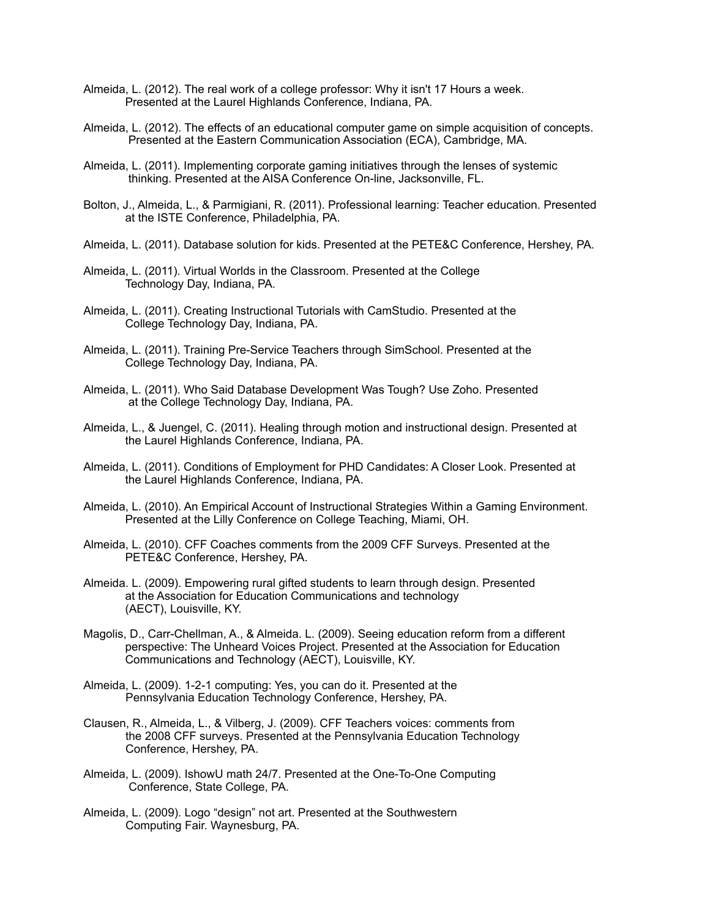Almeida, L. (2012). The real work of a college professor: Why it isn't 17 Hours a week. Presented at the Laurel Highlands Conference, Indiana, PA.

Almeida, L. (2012). The effects of an educational computer game on simple acquisition of concepts. Presented at the Eastern Communication Association (ECA), Cambridge, MA.

Almeida, L. (2011). Implementing corporate gaming initiatives through the lenses of systemic thinking. Presented at the AISA Conference On-line, Jacksonville, FL.

Bolton, J., Almeida, L., & Parmigiani, R. (2011). Professional learning: Teacher education. Presented at the ISTE Conference, Philadelphia, PA.

Almeida, L. (2011). Database solution for kids. Presented at the PETE&C Conference, Hershey, PA.

Almeida, L. (2011). Virtual Worlds in the Classroom. Presented at the College Technology Day, Indiana, PA.

Almeida, L. (2011). Creating Instructional Tutorials with CamStudio. Presented at the College Technology Day, Indiana, PA.

Almeida, L. (2011). Training Pre-Service Teachers through SimSchool. Presented at the College Technology Day, Indiana, PA.

Almeida, L. (2011). Who Said Database Development Was Tough? Use Zoho. Presented at the College Technology Day, Indiana, PA.

Almeida, L., & Juengel, C. (2011). Healing through motion and instructional design. Presented at the Laurel Highlands Conference, Indiana, PA.

Almeida, L. (2011). Conditions of Employment for PHD Candidates: A Closer Look. Presented at the Laurel Highlands Conference, Indiana, PA.

Almeida, L. (2010). An Empirical Account of Instructional Strategies Within a Gaming Environment. Presented at the Lilly Conference on College Teaching, Miami, OH.

Almeida, L. (2010). CFF Coaches comments from the 2009 CFF Surveys. Presented at the PETE&C Conference, Hershey, PA.

Almeida. L. (2009). Empowering rural gifted students to learn through design. Presented at the Association for Education Communications and technology (AECT), Louisville, KY.

Magolis, D., Carr-Chellman, A., & Almeida. L. (2009). Seeing education reform from a different perspective: The Unheard Voices Project. Presented at the Association for Education Communications and Technology (AECT), Louisville, KY.

Almeida, L. (2009). 1-2-1 computing: Yes, you can do it. Presented at the Pennsylvania Education Technology Conference, Hershey, PA.

Clausen, R., Almeida, L., & Vilberg, J. (2009). CFF Teachers voices: comments from the 2008 CFF surveys. Presented at the Pennsylvania Education Technology Conference, Hershey, PA.

Almeida, L. (2009). IshowU math 24/7. Presented at the One-To-One Computing Conference, State College, PA.

Almeida, L. (2009). Logo "design" not art. Presented at the Southwestern Computing Fair. Waynesburg, PA.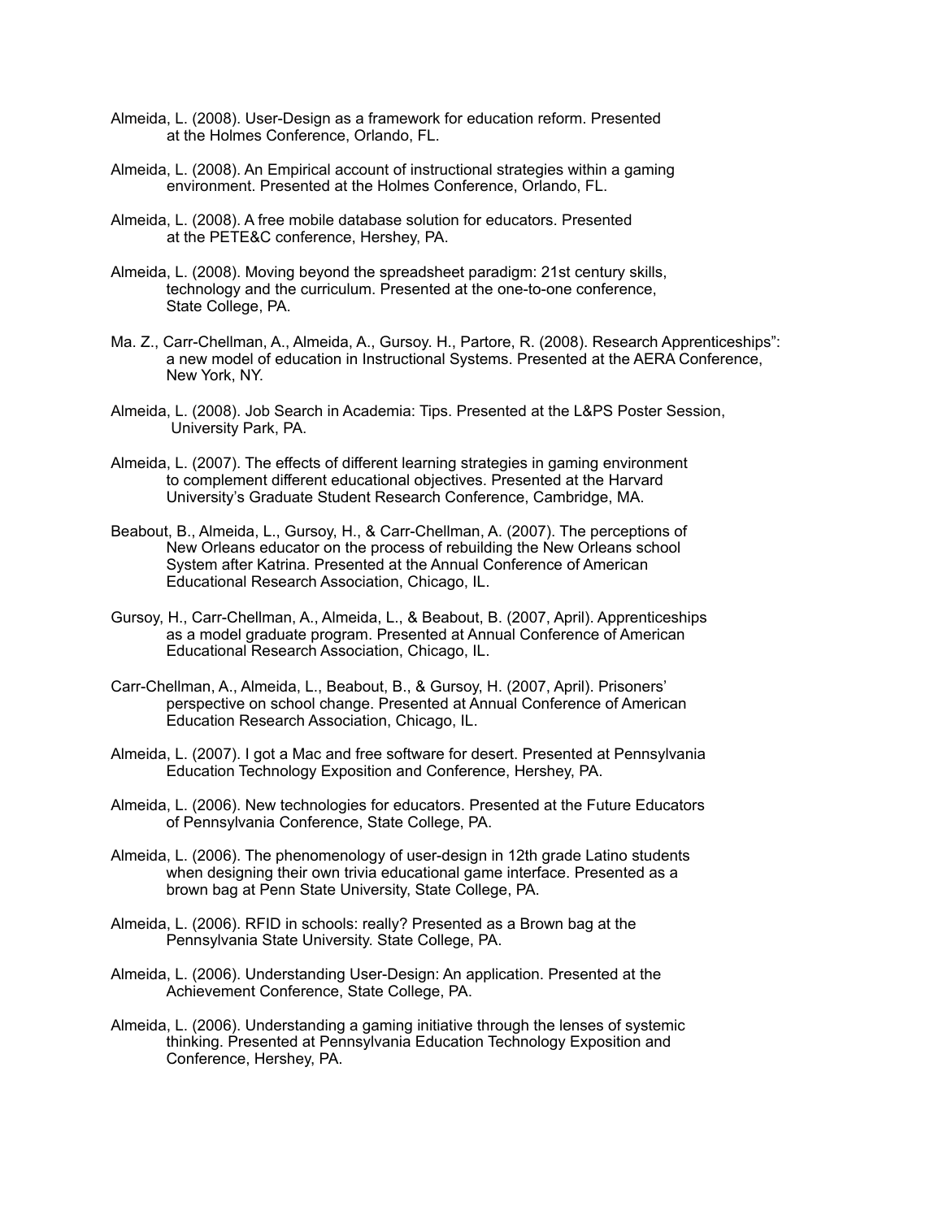Almeida, L. (2008). User-Design as a framework for education reform. Presented at the Holmes Conference, Orlando, FL.

Almeida, L. (2008). An Empirical account of instructional strategies within a gaming environment. Presented at the Holmes Conference, Orlando, FL.

Almeida, L. (2008). A free mobile database solution for educators. Presented at the PETE&C conference, Hershey, PA.

Almeida, L. (2008). Moving beyond the spreadsheet paradigm: 21st century skills, technology and the curriculum. Presented at the one-to-one conference, State College, PA.

Ma. Z., Carr-Chellman, A., Almeida, A., Gursoy. H., Partore, R. (2008). Research Apprenticeships": a new model of education in Instructional Systems. Presented at the AERA Conference, New York, NY.

Almeida, L. (2008). Job Search in Academia: Tips. Presented at the L&PS Poster Session, University Park, PA.

Almeida, L. (2007). The effects of different learning strategies in gaming environment to complement different educational objectives. Presented at the Harvard University's Graduate Student Research Conference, Cambridge, MA.

Beabout, B., Almeida, L., Gursoy, H., & Carr-Chellman, A. (2007). The perceptions of New Orleans educator on the process of rebuilding the New Orleans school System after Katrina. Presented at the Annual Conference of American Educational Research Association, Chicago, IL.

Gursoy, H., Carr-Chellman, A., Almeida, L., & Beabout, B. (2007, April). Apprenticeships as a model graduate program. Presented at Annual Conference of American Educational Research Association, Chicago, IL.

Carr-Chellman, A., Almeida, L., Beabout, B., & Gursoy, H. (2007, April). Prisoners' perspective on school change. Presented at Annual Conference of American Education Research Association, Chicago, IL.

Almeida, L. (2007). I got a Mac and free software for desert. Presented at Pennsylvania Education Technology Exposition and Conference, Hershey, PA.

Almeida, L. (2006). New technologies for educators. Presented at the Future Educators of Pennsylvania Conference, State College, PA.

Almeida, L. (2006). The phenomenology of user-design in 12th grade Latino students when designing their own trivia educational game interface. Presented as a brown bag at Penn State University, State College, PA.

Almeida, L. (2006). RFID in schools: really? Presented as a Brown bag at the Pennsylvania State University. State College, PA.

Almeida, L. (2006). Understanding User-Design: An application. Presented at the Achievement Conference, State College, PA.

Almeida, L. (2006). Understanding a gaming initiative through the lenses of systemic thinking. Presented at Pennsylvania Education Technology Exposition and Conference, Hershey, PA.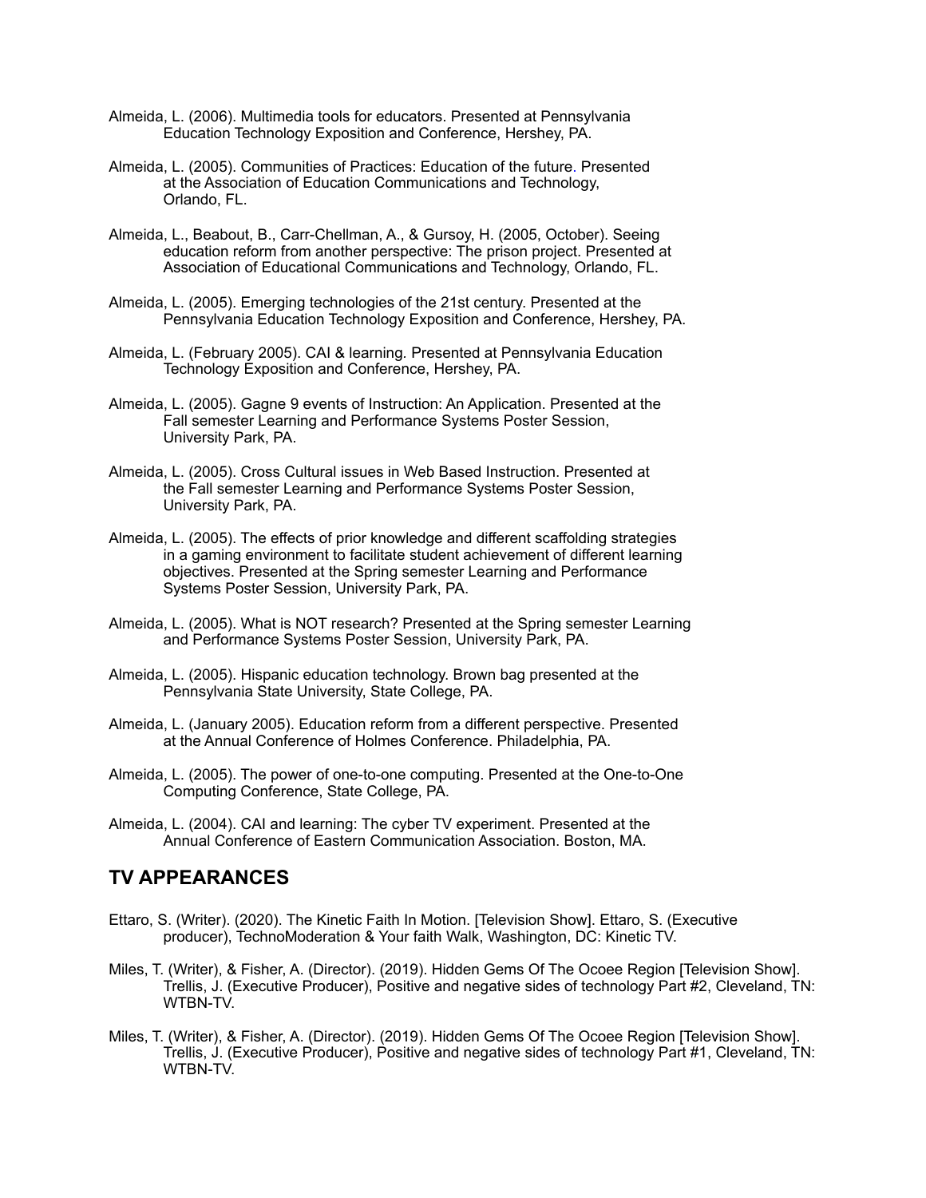Almeida, L. (2006). Multimedia tools for educators. Presented at Pennsylvania Education Technology Exposition and Conference, Hershey, PA.

Almeida, L. (2005). Communities of Practices: Education of the future. Presented at the Association of Education Communications and Technology, Orlando, FL.

Almeida, L., Beabout, B., Carr-Chellman, A., & Gursoy, H. (2005, October). Seeing education reform from another perspective: The prison project. Presented at Association of Educational Communications and Technology, Orlando, FL.

Almeida, L. (2005). Emerging technologies of the 21st century. Presented at the Pennsylvania Education Technology Exposition and Conference, Hershey, PA.

Almeida, L. (February 2005). CAI & learning. Presented at Pennsylvania Education Technology Exposition and Conference, Hershey, PA.

Almeida, L. (2005). Gagne 9 events of Instruction: An Application. Presented at the Fall semester Learning and Performance Systems Poster Session, University Park, PA.

Almeida, L. (2005). Cross Cultural issues in Web Based Instruction. Presented at the Fall semester Learning and Performance Systems Poster Session, University Park, PA.

Almeida, L. (2005). The effects of prior knowledge and different scaffolding strategies in a gaming environment to facilitate student achievement of different learning objectives. Presented at the Spring semester Learning and Performance Systems Poster Session, University Park, PA.

Almeida, L. (2005). What is NOT research? Presented at the Spring semester Learning and Performance Systems Poster Session, University Park, PA.

Almeida, L. (2005). Hispanic education technology. Brown bag presented at the Pennsylvania State University, State College, PA.

Almeida, L. (January 2005). Education reform from a different perspective. Presented at the Annual Conference of Holmes Conference. Philadelphia, PA.

Almeida, L. (2005). The power of one-to-one computing. Presented at the One-to-One Computing Conference, State College, PA.

Almeida, L. (2004). CAI and learning: The cyber TV experiment. Presented at the Annual Conference of Eastern Communication Association. Boston, MA.

## TV APPEARANCES

Ettaro, S. (Writer). (2020). The Kinetic Faith In Motion. [Television Show]. Ettaro, S. (Executive producer), TechnoModeration & Your faith Walk, Washington, DC: Kinetic TV.

Miles, T. (Writer), & Fisher, A. (Director). (2019). Hidden Gems Of The Ocoee Region [Television Show]. Trellis, J. (Executive Producer), Positive and negative sides of technology Part #2, Cleveland, TN: WTBN-TV.

Miles, T. (Writer), & Fisher, A. (Director). (2019). Hidden Gems Of The Ocoee Region [Television Show]. Trellis, J. (Executive Producer), Positive and negative sides of technology Part #1, Cleveland, TN: WTBN-TV.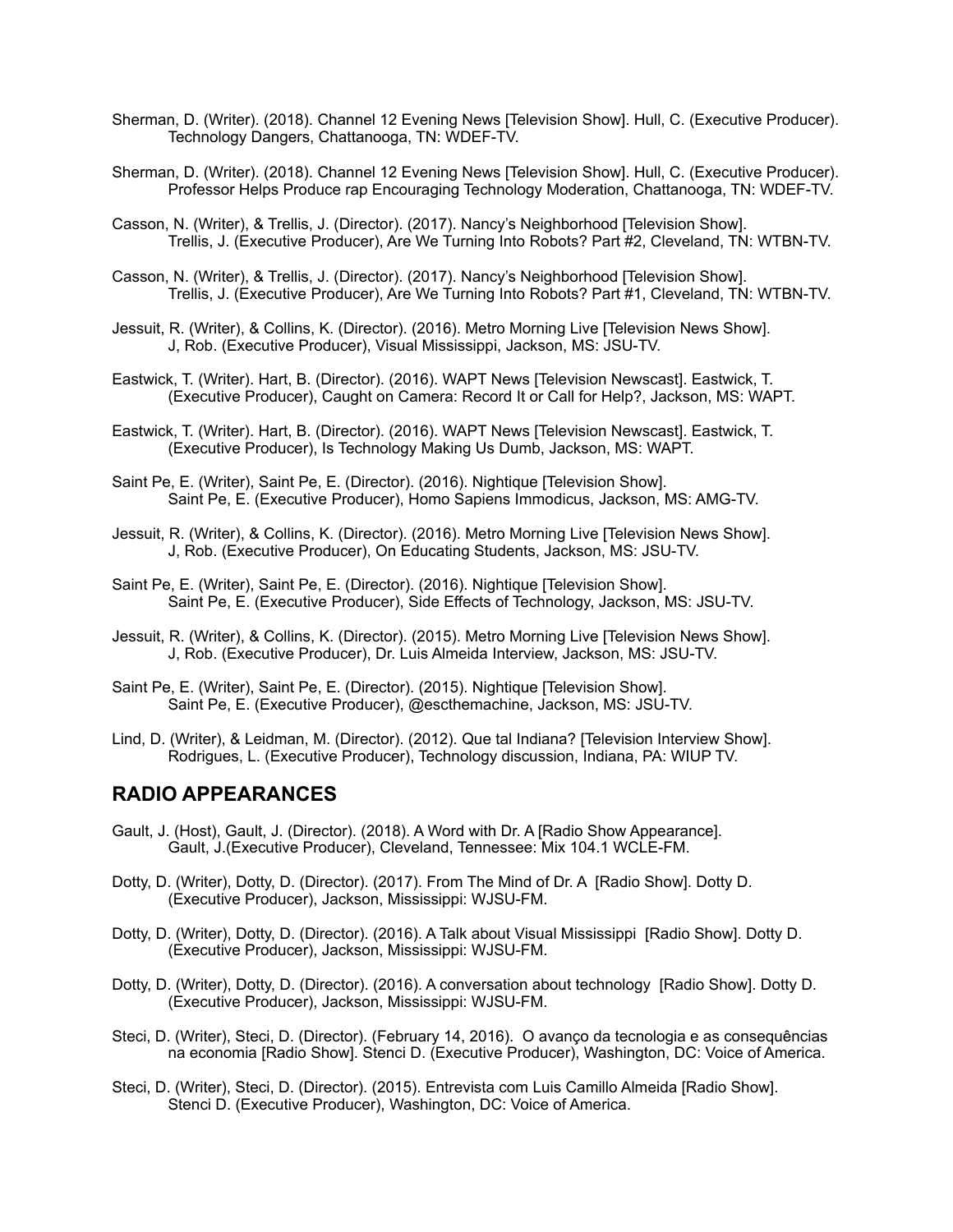Sherman, D. (Writer). (2018). Channel 12 Evening News [Television Show]. Hull, C. (Executive Producer). Technology Dangers, Chattanooga, TN: WDEF-TV.

Sherman, D. (Writer). (2018). Channel 12 Evening News [Television Show]. Hull, C. (Executive Producer). Professor Helps Produce rap Encouraging Technology Moderation, Chattanooga, TN: WDEF-TV.

Casson, N. (Writer), & Trellis, J. (Director). (2017). Nancy's Neighborhood [Television Show]. Trellis, J. (Executive Producer), Are We Turning Into Robots? Part #2, Cleveland, TN: WTBN-TV.

Casson, N. (Writer), & Trellis, J. (Director). (2017). Nancy's Neighborhood [Television Show]. Trellis, J. (Executive Producer), Are We Turning Into Robots? Part #1, Cleveland, TN: WTBN-TV.

Jessuit, R. (Writer), & Collins, K. (Director). (2016). Metro Morning Live [Television News Show]. J, Rob. (Executive Producer), Visual Mississippi, Jackson, MS: JSU-TV.

Eastwick, T. (Writer). Hart, B. (Director). (2016). WAPT News [Television Newscast]. Eastwick, T. (Executive Producer), Caught on Camera: Record It or Call for Help?, Jackson, MS: WAPT.

Eastwick, T. (Writer). Hart, B. (Director). (2016). WAPT News [Television Newscast]. Eastwick, T. (Executive Producer), Is Technology Making Us Dumb, Jackson, MS: WAPT.

Saint Pe, E. (Writer), Saint Pe, E. (Director). (2016). Nightique [Television Show]. Saint Pe, E. (Executive Producer), Homo Sapiens Immodicus, Jackson, MS: AMG-TV.

Jessuit, R. (Writer), & Collins, K. (Director). (2016). Metro Morning Live [Television News Show]. J, Rob. (Executive Producer), On Educating Students, Jackson, MS: JSU-TV.

Saint Pe, E. (Writer), Saint Pe, E. (Director). (2016). Nightique [Television Show]. Saint Pe, E. (Executive Producer), Side Effects of Technology, Jackson, MS: JSU-TV.

Jessuit, R. (Writer), & Collins, K. (Director). (2015). Metro Morning Live [Television News Show]. J, Rob. (Executive Producer), Dr. Luis Almeida Interview, Jackson, MS: JSU-TV.

Saint Pe, E. (Writer), Saint Pe, E. (Director). (2015). Nightique [Television Show]. Saint Pe, E. (Executive Producer), @escthemachine, Jackson, MS: JSU-TV.

Lind, D. (Writer), & Leidman, M. (Director). (2012). Que tal Indiana? [Television Interview Show]. Rodrigues, L. (Executive Producer), Technology discussion, Indiana, PA: WIUP TV.

## RADIO APPEARANCES

Gault, J. (Host), Gault, J. (Director). (2018). A Word with Dr. A [Radio Show Appearance]. Gault, J.(Executive Producer), Cleveland, Tennessee: Mix 104.1 WCLE-FM.

Dotty, D. (Writer), Dotty, D. (Director). (2017). From The Mind of Dr. A [Radio Show]. Dotty D. (Executive Producer), Jackson, Mississippi: WJSU-FM.

Dotty, D. (Writer), Dotty, D. (Director). (2016). A Talk about Visual Mississippi [Radio Show]. Dotty D. (Executive Producer), Jackson, Mississippi: WJSU-FM.

Dotty, D. (Writer), Dotty, D. (Director). (2016). A conversation about technology [Radio Show]. Dotty D. (Executive Producer), Jackson, Mississippi: WJSU-FM.

Steci, D. (Writer), Steci, D. (Director). (February 14, 2016). O avanço da tecnologia e as consequências na economia [Radio Show]. Stenci D. (Executive Producer), Washington, DC: Voice of America.

Steci, D. (Writer), Steci, D. (Director). (2015). Entrevista com Luis Camillo Almeida [Radio Show]. Stenci D. (Executive Producer), Washington, DC: Voice of America.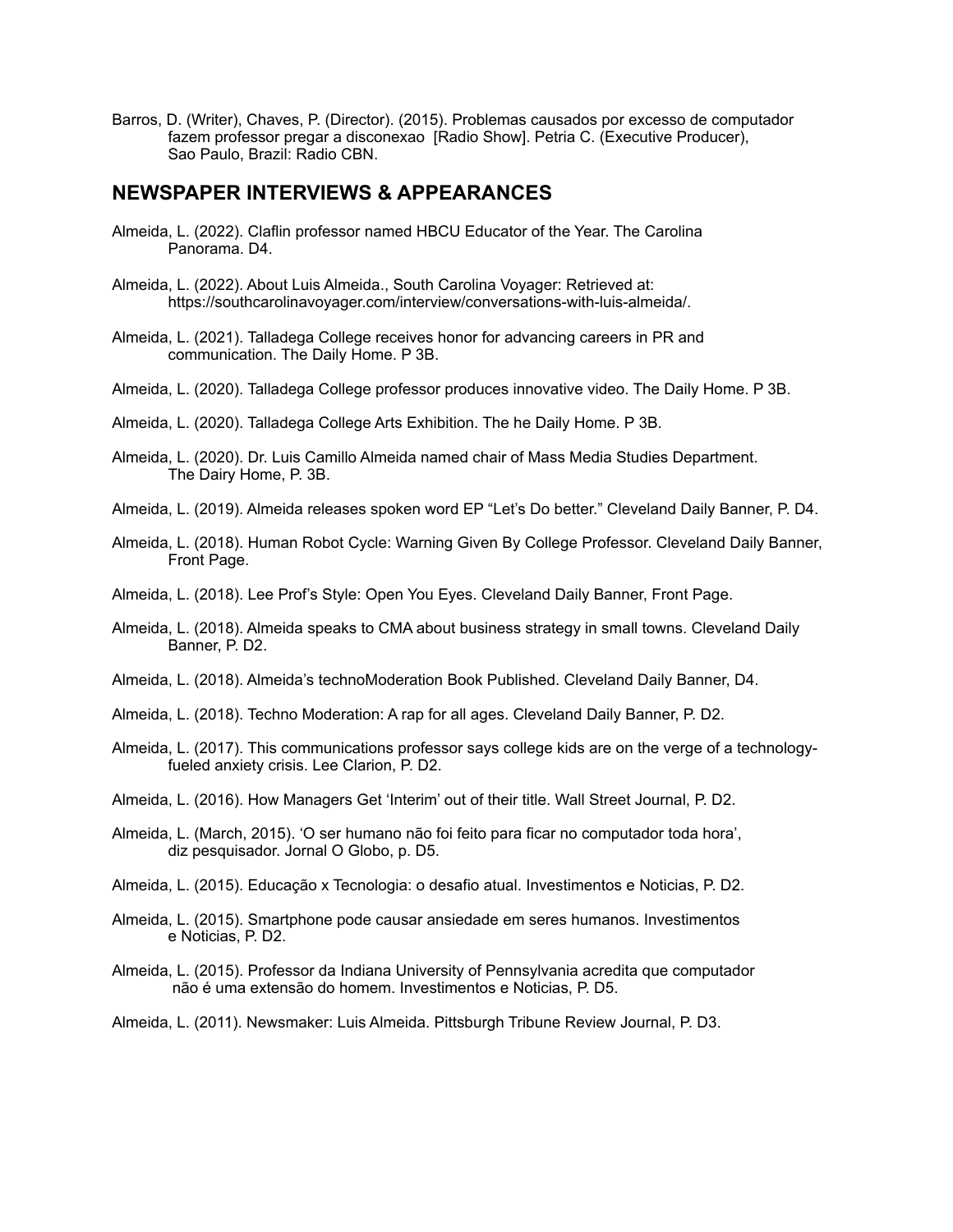Barros, D. (Writer), Chaves, P. (Director). (2015). Problemas causados por excesso de computador fazem professor pregar a disconexao [Radio Show]. Petria C. (Executive Producer), Sao Paulo, Brazil: Radio CBN.

## NEWSPAPER INTERVIEWS & APPEARANCES

Almeida, L. (2022). Claflin professor named HBCU Educator of the Year. The Carolina Panorama. D4.

Almeida, L. (2022). About Luis Almeida., South Carolina Voyager: Retrieved at: https://southcarolinavoyager.com/interview/conversations-with-luis-almeida/.

Almeida, L. (2021). Talladega College receives honor for advancing careers in PR and communication. The Daily Home. P 3B.

Almeida, L. (2020). Talladega College professor produces innovative video. The Daily Home. P 3B.

Almeida, L. (2020). Talladega College Arts Exhibition. The he Daily Home. P 3B.

Almeida, L. (2020). Dr. Luis Camillo Almeida named chair of Mass Media Studies Department. The Dairy Home, P. 3B.

Almeida, L. (2019). Almeida releases spoken word EP "Let's Do better." Cleveland Daily Banner, P. D4.

Almeida, L. (2018). Human Robot Cycle: Warning Given By College Professor. Cleveland Daily Banner, Front Page.

Almeida, L. (2018). Lee Prof's Style: Open You Eyes. Cleveland Daily Banner, Front Page.

Almeida, L. (2018). Almeida speaks to CMA about business strategy in small towns. Cleveland Daily Banner, P. D2.

Almeida, L. (2018). Almeida's technoModeration Book Published. Cleveland Daily Banner, D4.

Almeida, L. (2018). Techno Moderation: A rap for all ages. Cleveland Daily Banner, P. D2.

Almeida, L. (2017). This communications professor says college kids are on the verge of a technology-fueled anxiety crisis. Lee Clarion, P. D2.

Almeida, L. (2016). How Managers Get 'Interim' out of their title. Wall Street Journal, P. D2.

Almeida, L. (March, 2015). 'O ser humano não foi feito para ficar no computador toda hora', diz pesquisador. Jornal O Globo, p. D5.

Almeida, L. (2015). Educação x Tecnologia: o desafio atual. Investimentos e Noticias, P. D2.

Almeida, L. (2015). Smartphone pode causar ansiedade em seres humanos. Investimentos e Noticias, P. D2.

Almeida, L. (2015). Professor da Indiana University of Pennsylvania acredita que computador não é uma extensão do homem. Investimentos e Noticias, P. D5.

Almeida, L. (2011). Newsmaker: Luis Almeida. Pittsburgh Tribune Review Journal, P. D3.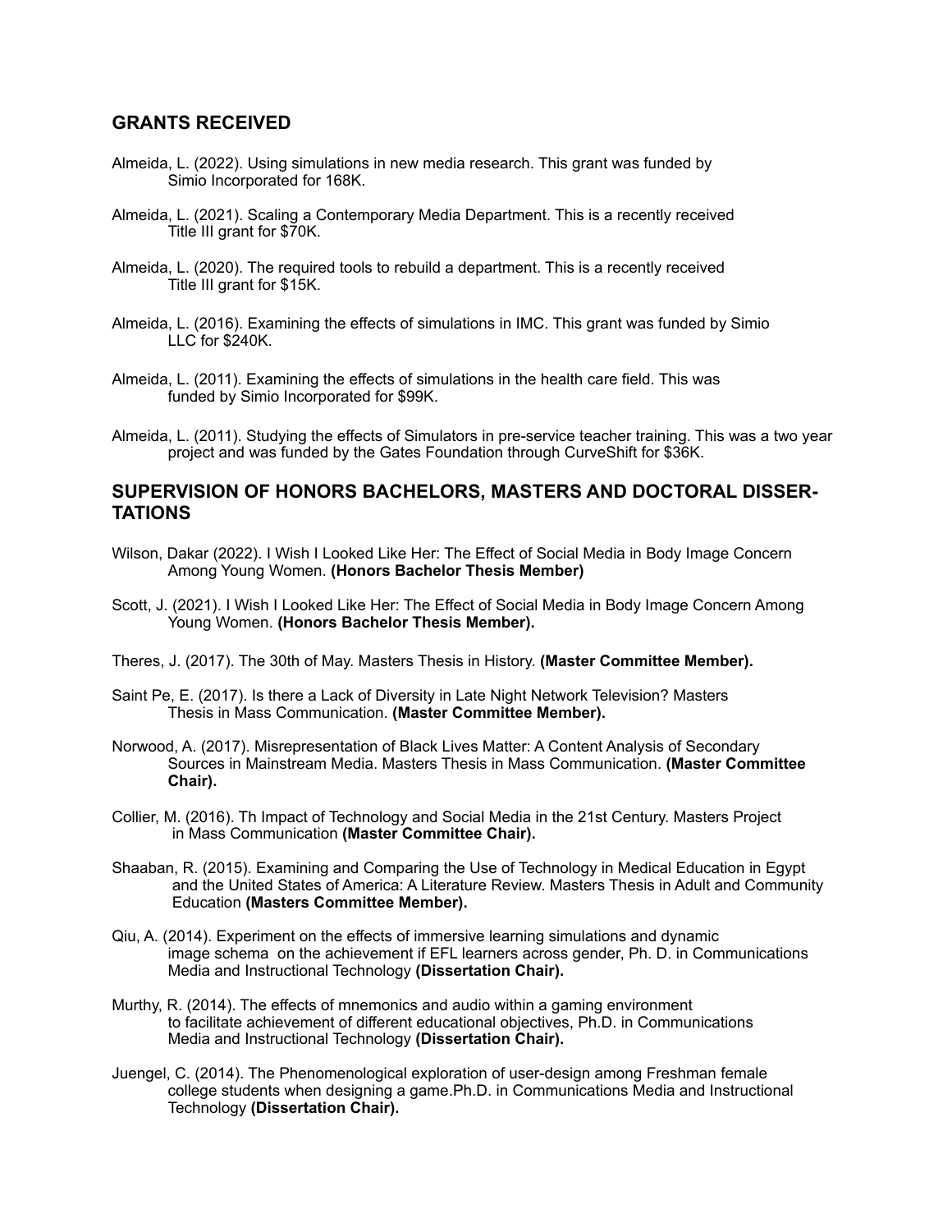## GRANTS RECEIVED

Almeida, L. (2022). Using simulations in new media research. This grant was funded by Simio Incorporated for 168K.

Almeida, L. (2021). Scaling a Contemporary Media Department. This is a recently received Title III grant for $70K.

Almeida, L. (2020). The required tools to rebuild a department. This is a recently received Title III grant for $15K.

Almeida, L. (2016). Examining the effects of simulations in IMC. This grant was funded by Simio LLC for $240K.

Almeida, L. (2011). Examining the effects of simulations in the health care field. This was funded by Simio Incorporated for $99K.

Almeida, L. (2011). Studying the effects of Simulators in pre-service teacher training. This was a two year project and was funded by the Gates Foundation through CurveShift for $36K.

## SUPERVISION OF HONORS BACHELORS, MASTERS AND DOCTORAL DISSERTATIONS

Wilson, Dakar (2022). I Wish I Looked Like Her: The Effect of Social Media in Body Image Concern Among Young Women. **(Honors Bachelor Thesis Member)**

Scott, J. (2021). I Wish I Looked Like Her: The Effect of Social Media in Body Image Concern Among Young Women. **(Honors Bachelor Thesis Member).**

Theres, J. (2017). The 30th of May. Masters Thesis in History. **(Master Committee Member).**

Saint Pe, E. (2017). Is there a Lack of Diversity in Late Night Network Television? Masters Thesis in Mass Communication. **(Master Committee Member).**

Norwood, A. (2017). Misrepresentation of Black Lives Matter: A Content Analysis of Secondary Sources in Mainstream Media. Masters Thesis in Mass Communication. **(Master Committee Chair).**

Collier, M. (2016). Th Impact of Technology and Social Media in the 21st Century. Masters Project in Mass Communication **(Master Committee Chair).**

Shaaban, R. (2015). Examining and Comparing the Use of Technology in Medical Education in Egypt and the United States of America: A Literature Review. Masters Thesis in Adult and Community Education **(Masters Committee Member).**

Qiu, A. (2014). Experiment on the effects of immersive learning simulations and dynamic image schema on the achievement if EFL learners across gender, Ph. D. in Communications Media and Instructional Technology **(Dissertation Chair).**

Murthy, R. (2014). The effects of mnemonics and audio within a gaming environment to facilitate achievement of different educational objectives, Ph.D. in Communications Media and Instructional Technology **(Dissertation Chair).**

Juengel, C. (2014). The Phenomenological exploration of user-design among Freshman female college students when designing a game.Ph.D. in Communications Media and Instructional Technology **(Dissertation Chair).**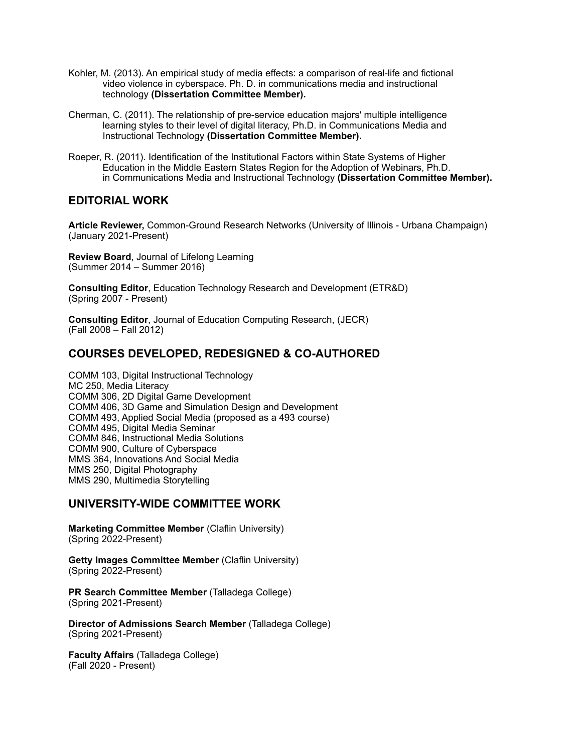Kohler, M. (2013). An empirical study of media effects: a comparison of real-life and fictional video violence in cyberspace. Ph. D. in communications media and instructional technology **(Dissertation Committee Member).**

Cherman, C. (2011). The relationship of pre-service education majors' multiple intelligence learning styles to their level of digital literacy, Ph.D. in Communications Media and Instructional Technology **(Dissertation Committee Member).**

Roeper, R. (2011). Identification of the Institutional Factors within State Systems of Higher Education in the Middle Eastern States Region for the Adoption of Webinars, Ph.D. in Communications Media and Instructional Technology **(Dissertation Committee Member).**

## EDITORIAL WORK

**Article Reviewer,** Common-Ground Research Networks (University of Illinois - Urbana Champaign) (January 2021-Present)

**Review Board**, Journal of Lifelong Learning
(Summer 2014 – Summer 2016)

**Consulting Editor**, Education Technology Research and Development (ETR&D)
(Spring 2007 - Present)

**Consulting Editor**, Journal of Education Computing Research, (JECR)
(Fall 2008 – Fall 2012)

## COURSES DEVELOPED, REDESIGNED & CO-AUTHORED

COMM 103, Digital Instructional Technology
MC 250, Media Literacy
COMM 306, 2D Digital Game Development
COMM 406, 3D Game and Simulation Design and Development
COMM 493, Applied Social Media (proposed as a 493 course)
COMM 495, Digital Media Seminar
COMM 846, Instructional Media Solutions
COMM 900, Culture of Cyberspace
MMS 364, Innovations And Social Media
MMS 250, Digital Photography
MMS 290, Multimedia Storytelling

## UNIVERSITY-WIDE COMMITTEE WORK

**Marketing Committee Member** (Claflin University)
(Spring 2022-Present)

**Getty Images Committee Member** (Claflin University)
(Spring 2022-Present)

**PR Search Committee Member** (Talladega College)
(Spring 2021-Present)

**Director of Admissions Search Member** (Talladega College)
(Spring 2021-Present)

**Faculty Affairs** (Talladega College)
(Fall 2020 - Present)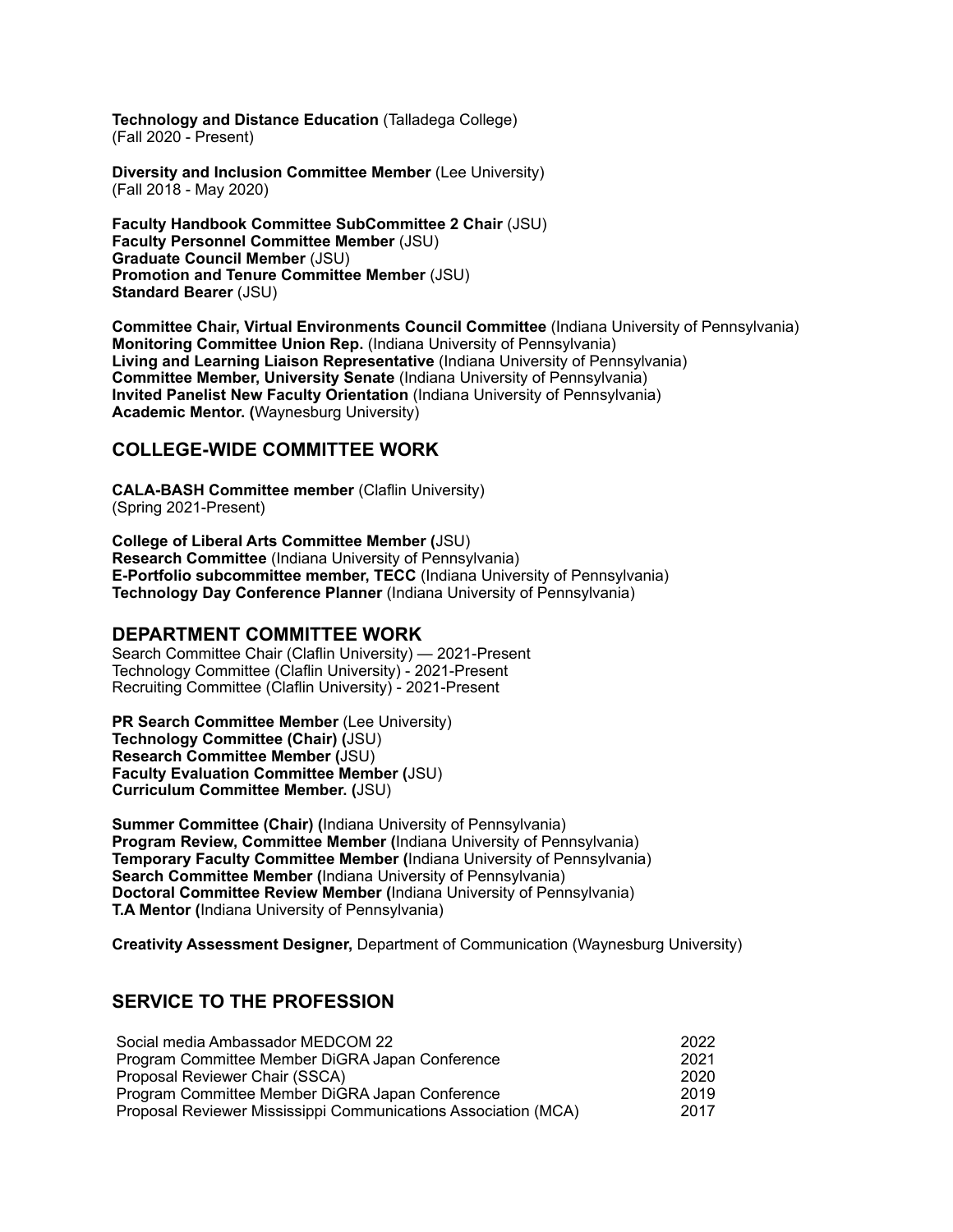**Technology and Distance Education** (Talladega College)
(Fall 2020 - Present)

**Diversity and Inclusion Committee Member** (Lee University)
(Fall 2018 - May 2020)

**Faculty Handbook Committee SubCommittee 2 Chair** (JSU)
**Faculty Personnel Committee Member** (JSU)
**Graduate Council Member** (JSU)
**Promotion and Tenure Committee Member** (JSU)
**Standard Bearer** (JSU)

**Committee Chair, Virtual Environments Council Committee** (Indiana University of Pennsylvania)
**Monitoring Committee Union Rep.** (Indiana University of Pennsylvania)
**Living and Learning Liaison Representative** (Indiana University of Pennsylvania)
**Committee Member, University Senate** (Indiana University of Pennsylvania)
**Invited Panelist New Faculty Orientation** (Indiana University of Pennsylvania)
**Academic Mentor. (**Waynesburg University)

## COLLEGE-WIDE COMMITTEE WORK

**CALA-BASH Committee member** (Claflin University)
(Spring 2021-Present)

**College of Liberal Arts Committee Member (**JSU)
**Research Committee** (Indiana University of Pennsylvania)
**E-Portfolio subcommittee member, TECC** (Indiana University of Pennsylvania)
**Technology Day Conference Planner** (Indiana University of Pennsylvania)

## DEPARTMENT COMMITTEE WORK

Search Committee Chair (Claflin University) — 2021-Present
Technology Committee (Claflin University) - 2021-Present
Recruiting Committee (Claflin University) - 2021-Present

**PR Search Committee Member** (Lee University)
**Technology Committee (Chair) (**JSU)
**Research Committee Member (**JSU)
**Faculty Evaluation Committee Member (**JSU)
**Curriculum Committee Member. (**JSU)

**Summer Committee (Chair) (**Indiana University of Pennsylvania)
**Program Review, Committee Member (**Indiana University of Pennsylvania)
**Temporary Faculty Committee Member (**Indiana University of Pennsylvania)
**Search Committee Member (**Indiana University of Pennsylvania)
**Doctoral Committee Review Member (**Indiana University of Pennsylvania)
**T.A Mentor (**Indiana University of Pennsylvania)

**Creativity Assessment Designer,** Department of Communication (Waynesburg University)

## SERVICE TO THE PROFESSION

| | |
|---|---|
| Social media Ambassador MEDCOM 22 | 2022 |
| Program Committee Member DiGRA Japan Conference | 2021 |
| Proposal Reviewer Chair (SSCA) | 2020 |
| Program Committee Member DiGRA Japan Conference | 2019 |
| Proposal Reviewer Mississippi Communications Association (MCA) | 2017 |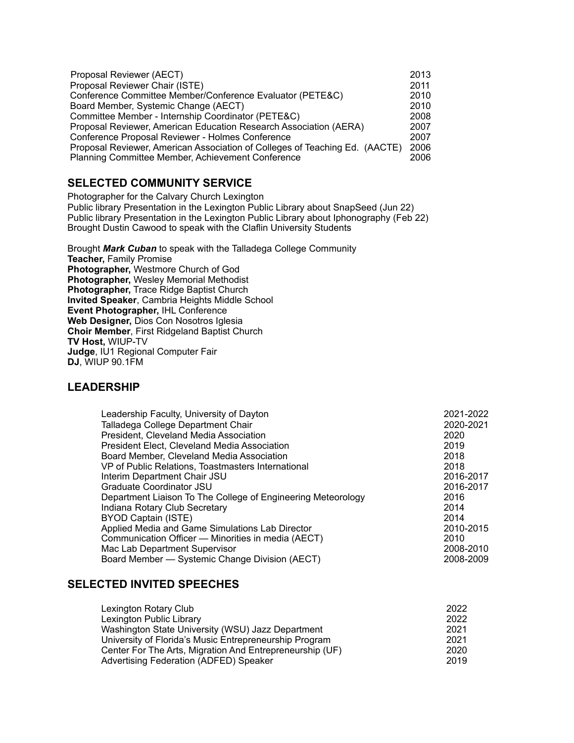| | |
|---|---|
| Proposal Reviewer (AECT) | 2013 |
| Proposal Reviewer Chair (ISTE) | 2011 |
| Conference Committee Member/Conference Evaluator (PETE&C) | 2010 |
| Board Member, Systemic Change (AECT) | 2010 |
| Committee Member - Internship Coordinator (PETE&C) | 2008 |
| Proposal Reviewer, American Education Research Association (AERA) | 2007 |
| Conference Proposal Reviewer - Holmes Conference | 2007 |
| Proposal Reviewer, American Association of Colleges of Teaching Ed. (AACTE) | 2006 |
| Planning Committee Member, Achievement Conference | 2006 |

## SELECTED COMMUNITY SERVICE

Photographer for the Calvary Church Lexington
Public library Presentation in the Lexington Public Library about SnapSeed (Jun 22)
Public library Presentation in the Lexington Public Library about Iphonography (Feb 22)
Brought Dustin Cawood to speak with the Claflin University Students

Brought ***Mark Cuban*** to speak with the Talladega College Community
**Teacher,** Family Promise
**Photographer,** Westmore Church of God
**Photographer,** Wesley Memorial Methodist
**Photographer,** Trace Ridge Baptist Church
**Invited Speaker**, Cambria Heights Middle School
**Event Photographer,** IHL Conference
**Web Designer,** Dios Con Nosotros Iglesia
**Choir Member**, First Ridgeland Baptist Church
**TV Host,** WIUP-TV
**Judge**, IU1 Regional Computer Fair
**DJ**, WIUP 90.1FM

## LEADERSHIP

| | |
|---|---|
| Leadership Faculty, University of Dayton | 2021-2022 |
| Talladega College Department Chair | 2020-2021 |
| President, Cleveland Media Association | 2020 |
| President Elect, Cleveland Media Association | 2019 |
| Board Member, Cleveland Media Association | 2018 |
| VP of Public Relations, Toastmasters International | 2018 |
| Interim Department Chair JSU | 2016-2017 |
| Graduate Coordinator JSU | 2016-2017 |
| Department Liaison To The College of Engineering Meteorology | 2016 |
| Indiana Rotary Club Secretary | 2014 |
| BYOD Captain (ISTE) | 2014 |
| Applied Media and Game Simulations Lab Director | 2010-2015 |
| Communication Officer — Minorities in media (AECT) | 2010 |
| Mac Lab Department Supervisor | 2008-2010 |
| Board Member — Systemic Change Division (AECT) | 2008-2009 |

## SELECTED INVITED SPEECHES

| | |
|---|---|
| Lexington Rotary Club | 2022 |
| Lexington Public Library | 2022 |
| Washington State University (WSU) Jazz Department | 2021 |
| University of Florida's Music Entrepreneurship Program | 2021 |
| Center For The Arts, Migration And Entrepreneurship (UF) | 2020 |
| Advertising Federation (ADFED) Speaker | 2019 |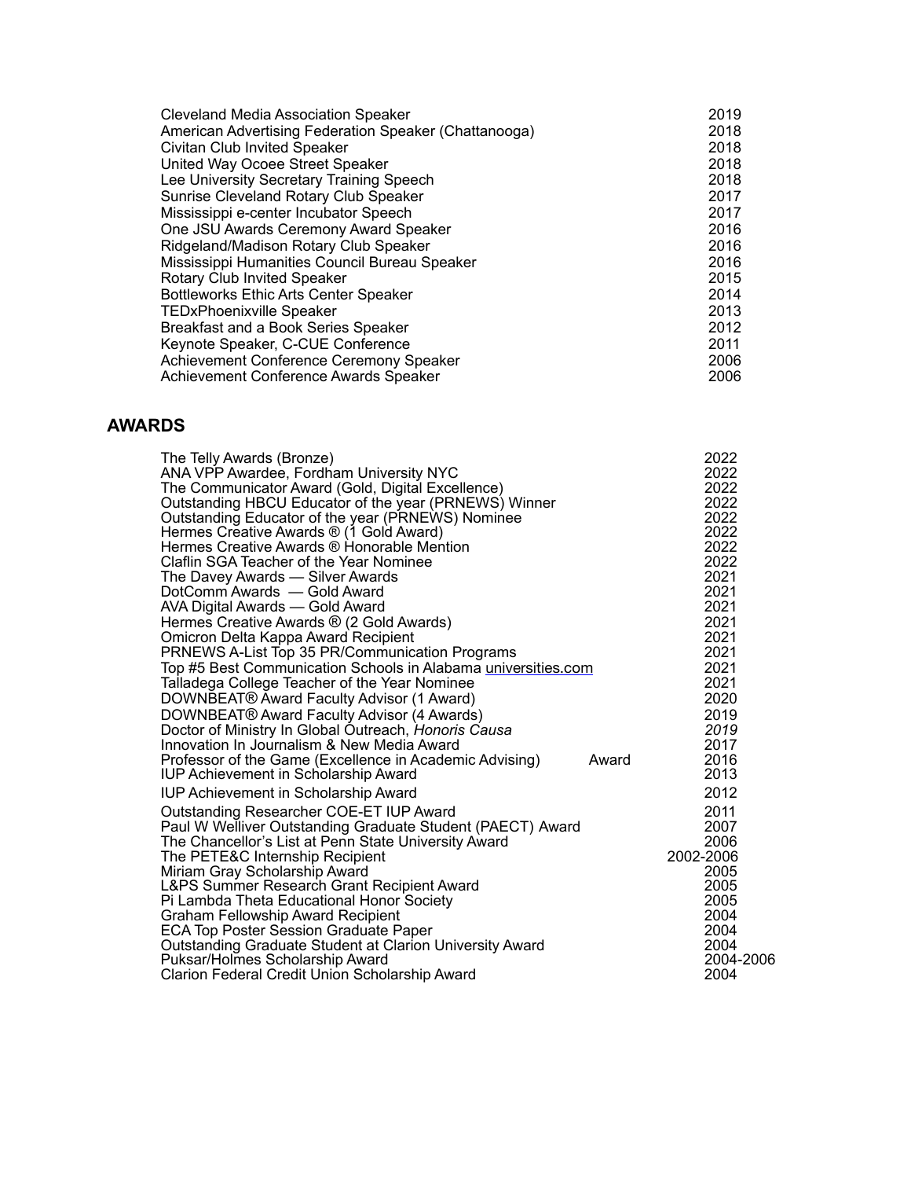| | |
|---|---|
| Cleveland Media Association Speaker | 2019 |
| American Advertising Federation Speaker (Chattanooga) | 2018 |
| Civitan Club Invited Speaker | 2018 |
| United Way Ocoee Street Speaker | 2018 |
| Lee University Secretary Training Speech | 2018 |
| Sunrise Cleveland Rotary Club Speaker | 2017 |
| Mississippi e-center Incubator Speech | 2017 |
| One JSU Awards Ceremony Award Speaker | 2016 |
| Ridgeland/Madison Rotary Club Speaker | 2016 |
| Mississippi Humanities Council Bureau Speaker | 2016 |
| Rotary Club Invited Speaker | 2015 |
| Bottleworks Ethic Arts Center Speaker | 2014 |
| TEDxPhoenixville Speaker | 2013 |
| Breakfast and a Book Series Speaker | 2012 |
| Keynote Speaker, C-CUE Conference | 2011 |
| Achievement Conference Ceremony Speaker | 2006 |
| Achievement Conference Awards Speaker | 2006 |

## AWARDS

| | |
|---|---|
| The Telly Awards (Bronze) | 2022 |
| ANA VPP Awardee, Fordham University NYC | 2022 |
| The Communicator Award (Gold, Digital Excellence) | 2022 |
| Outstanding HBCU Educator of the year (PRNEWS) Winner | 2022 |
| Outstanding Educator of the year (PRNEWS) Nominee | 2022 |
| Hermes Creative Awards ® (1 Gold Award) | 2022 |
| Hermes Creative Awards ® Honorable Mention | 2022 |
| Claflin SGA Teacher of the Year Nominee | 2022 |
| The Davey Awards — Silver Awards | 2021 |
| DotComm Awards — Gold Award | 2021 |
| AVA Digital Awards — Gold Award | 2021 |
| Hermes Creative Awards ® (2 Gold Awards) | 2021 |
| Omicron Delta Kappa Award Recipient | 2021 |
| PRNEWS A-List Top 35 PR/Communication Programs | 2021 |
| Top #5 Best Communication Schools in Alabama universities.com | 2021 |
| Talladega College Teacher of the Year Nominee | 2021 |
| DOWNBEAT® Award Faculty Advisor (1 Award) | 2020 |
| DOWNBEAT® Award Faculty Advisor (4 Awards) | 2019 |
| Doctor of Ministry In Global Outreach, *Honoris Causa* | *2019* |
| Innovation In Journalism & New Media Award | 2017 |
| Professor of the Game (Excellence in Academic Advising) Award | 2016 |
| IUP Achievement in Scholarship Award | 2013 |
| IUP Achievement in Scholarship Award | 2012 |
| Outstanding Researcher COE-ET IUP Award | 2011 |
| Paul W Welliver Outstanding Graduate Student (PAECT) Award | 2007 |
| The Chancellor's List at Penn State University Award | 2006 |
| The PETE&C Internship Recipient | 2002-2006 |
| Miriam Gray Scholarship Award | 2005 |
| L&PS Summer Research Grant Recipient Award | 2005 |
| Pi Lambda Theta Educational Honor Society | 2005 |
| Graham Fellowship Award Recipient | 2004 |
| ECA Top Poster Session Graduate Paper | 2004 |
| Outstanding Graduate Student at Clarion University Award | 2004 |
| Puksar/Holmes Scholarship Award | 2004-2006 |
| Clarion Federal Credit Union Scholarship Award | 2004 |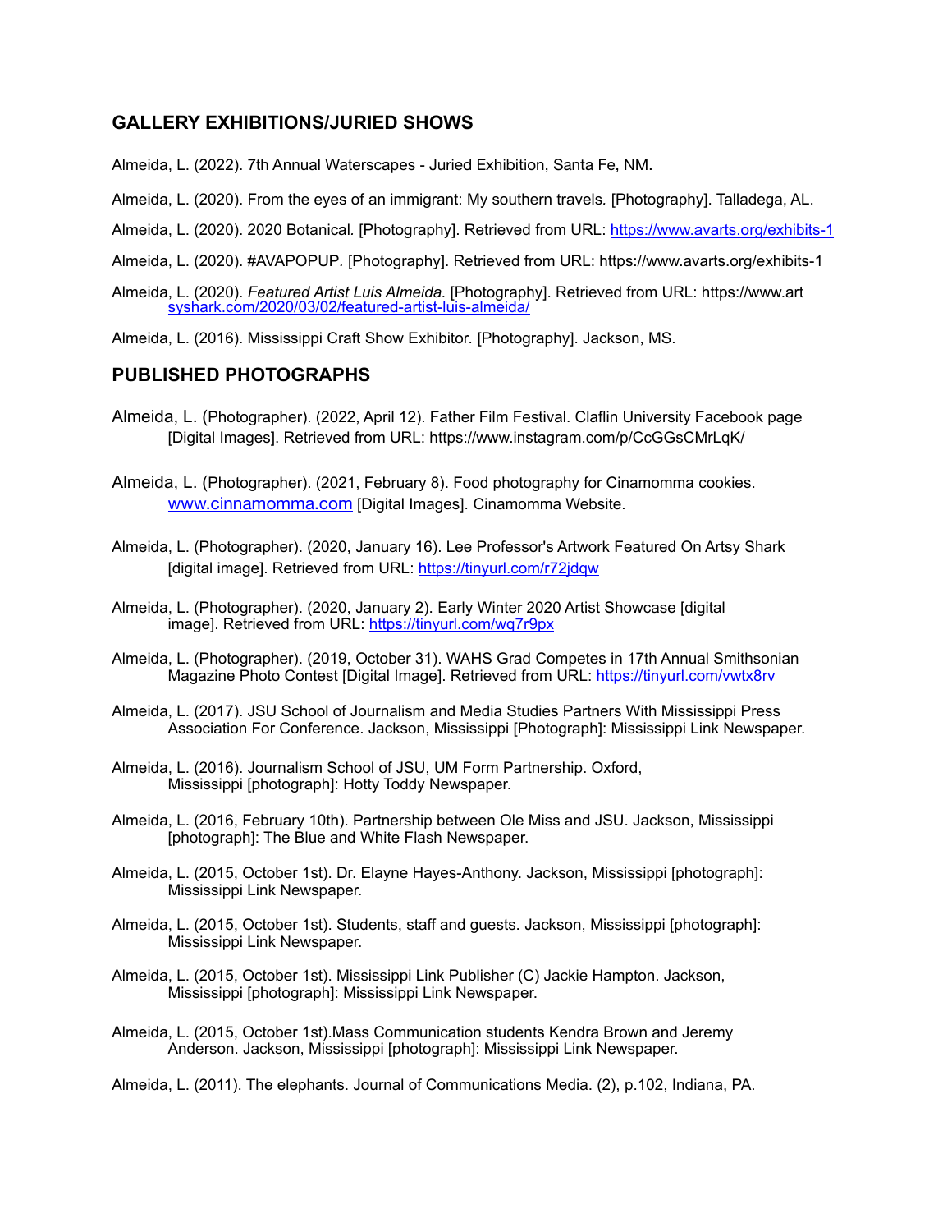## GALLERY EXHIBITIONS/JURIED SHOWS

Almeida, L. (2022). 7th Annual Waterscapes - Juried Exhibition, Santa Fe, NM.

Almeida, L. (2020). From the eyes of an immigrant: My southern travels. [Photography]. Talladega, AL.

Almeida, L. (2020). 2020 Botanical. [Photography]. Retrieved from URL: https://www.avarts.org/exhibits-1

Almeida, L. (2020). #AVAPOPUP. [Photography]. Retrieved from URL: https://www.avarts.org/exhibits-1

Almeida, L. (2020). *Featured Artist Luis Almeida.* [Photography]. Retrieved from URL: https://www.artsyshark.com/2020/03/02/featured-artist-luis-almeida/

Almeida, L. (2016). Mississippi Craft Show Exhibitor. [Photography]. Jackson, MS.

## PUBLISHED PHOTOGRAPHS

Almeida, L. (Photographer). (2022, April 12). Father Film Festival. Claflin University Facebook page [Digital Images]. Retrieved from URL: https://www.instagram.com/p/CcGGsCMrLqK/

Almeida, L. (Photographer). (2021, February 8). Food photography for Cinamomma cookies. www.cinnamomma.com [Digital Images]. Cinamomma Website.

Almeida, L. (Photographer). (2020, January 16). Lee Professor's Artwork Featured On Artsy Shark [digital image]. Retrieved from URL: https://tinyurl.com/r72jdqw

Almeida, L. (Photographer). (2020, January 2). Early Winter 2020 Artist Showcase [digital image]. Retrieved from URL: https://tinyurl.com/wq7r9px

Almeida, L. (Photographer). (2019, October 31). WAHS Grad Competes in 17th Annual Smithsonian Magazine Photo Contest [Digital Image]. Retrieved from URL: https://tinyurl.com/vwtx8rv

Almeida, L. (2017). JSU School of Journalism and Media Studies Partners With Mississippi Press Association For Conference. Jackson, Mississippi [Photograph]: Mississippi Link Newspaper.

Almeida, L. (2016). Journalism School of JSU, UM Form Partnership. Oxford, Mississippi [photograph]: Hotty Toddy Newspaper.

Almeida, L. (2016, February 10th). Partnership between Ole Miss and JSU. Jackson, Mississippi [photograph]: The Blue and White Flash Newspaper.

Almeida, L. (2015, October 1st). Dr. Elayne Hayes-Anthony. Jackson, Mississippi [photograph]: Mississippi Link Newspaper.

Almeida, L. (2015, October 1st). Students, staff and guests. Jackson, Mississippi [photograph]: Mississippi Link Newspaper.

Almeida, L. (2015, October 1st). Mississippi Link Publisher (C) Jackie Hampton. Jackson, Mississippi [photograph]: Mississippi Link Newspaper.

Almeida, L. (2015, October 1st).Mass Communication students Kendra Brown and Jeremy Anderson. Jackson, Mississippi [photograph]: Mississippi Link Newspaper.

Almeida, L. (2011). The elephants. Journal of Communications Media. (2), p.102, Indiana, PA.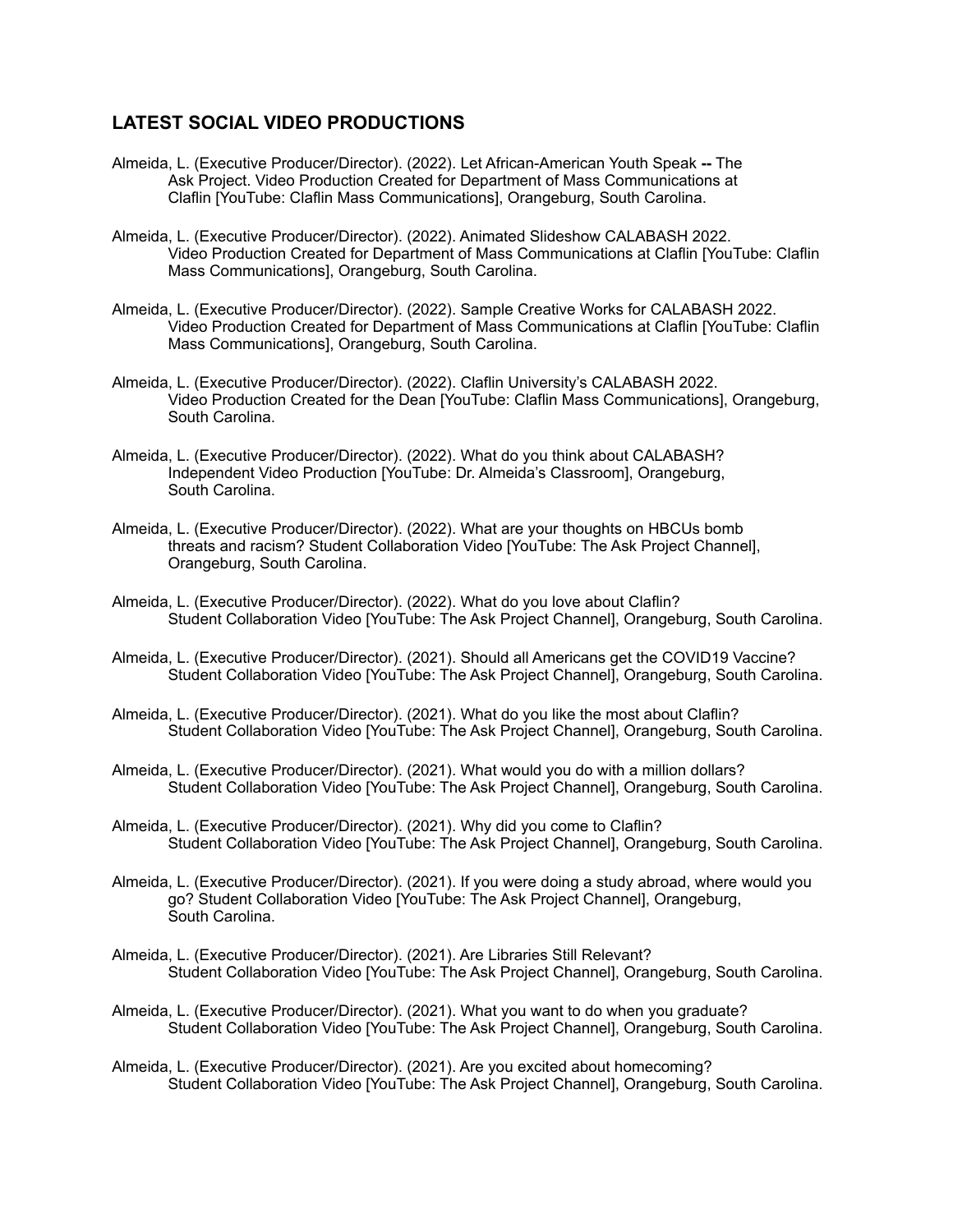## LATEST SOCIAL VIDEO PRODUCTIONS

Almeida, L. (Executive Producer/Director). (2022). Let African-American Youth Speak **--** The Ask Project. Video Production Created for Department of Mass Communications at Claflin [YouTube: Claflin Mass Communications], Orangeburg, South Carolina.

Almeida, L. (Executive Producer/Director). (2022). Animated Slideshow CALABASH 2022. Video Production Created for Department of Mass Communications at Claflin [YouTube: Claflin Mass Communications], Orangeburg, South Carolina.

Almeida, L. (Executive Producer/Director). (2022). Sample Creative Works for CALABASH 2022. Video Production Created for Department of Mass Communications at Claflin [YouTube: Claflin Mass Communications], Orangeburg, South Carolina.

Almeida, L. (Executive Producer/Director). (2022). Claflin University's CALABASH 2022. Video Production Created for the Dean [YouTube: Claflin Mass Communications], Orangeburg, South Carolina.

Almeida, L. (Executive Producer/Director). (2022). What do you think about CALABASH? Independent Video Production [YouTube: Dr. Almeida's Classroom], Orangeburg, South Carolina.

Almeida, L. (Executive Producer/Director). (2022). What are your thoughts on HBCUs bomb threats and racism? Student Collaboration Video [YouTube: The Ask Project Channel], Orangeburg, South Carolina.

Almeida, L. (Executive Producer/Director). (2022). What do you love about Claflin? Student Collaboration Video [YouTube: The Ask Project Channel], Orangeburg, South Carolina.

Almeida, L. (Executive Producer/Director). (2021). Should all Americans get the COVID19 Vaccine? Student Collaboration Video [YouTube: The Ask Project Channel], Orangeburg, South Carolina.

Almeida, L. (Executive Producer/Director). (2021). What do you like the most about Claflin? Student Collaboration Video [YouTube: The Ask Project Channel], Orangeburg, South Carolina.

Almeida, L. (Executive Producer/Director). (2021). What would you do with a million dollars? Student Collaboration Video [YouTube: The Ask Project Channel], Orangeburg, South Carolina.

Almeida, L. (Executive Producer/Director). (2021). Why did you come to Claflin? Student Collaboration Video [YouTube: The Ask Project Channel], Orangeburg, South Carolina.

Almeida, L. (Executive Producer/Director). (2021). If you were doing a study abroad, where would you go? Student Collaboration Video [YouTube: The Ask Project Channel], Orangeburg, South Carolina.

Almeida, L. (Executive Producer/Director). (2021). Are Libraries Still Relevant? Student Collaboration Video [YouTube: The Ask Project Channel], Orangeburg, South Carolina.

Almeida, L. (Executive Producer/Director). (2021). What you want to do when you graduate? Student Collaboration Video [YouTube: The Ask Project Channel], Orangeburg, South Carolina.

Almeida, L. (Executive Producer/Director). (2021). Are you excited about homecoming? Student Collaboration Video [YouTube: The Ask Project Channel], Orangeburg, South Carolina.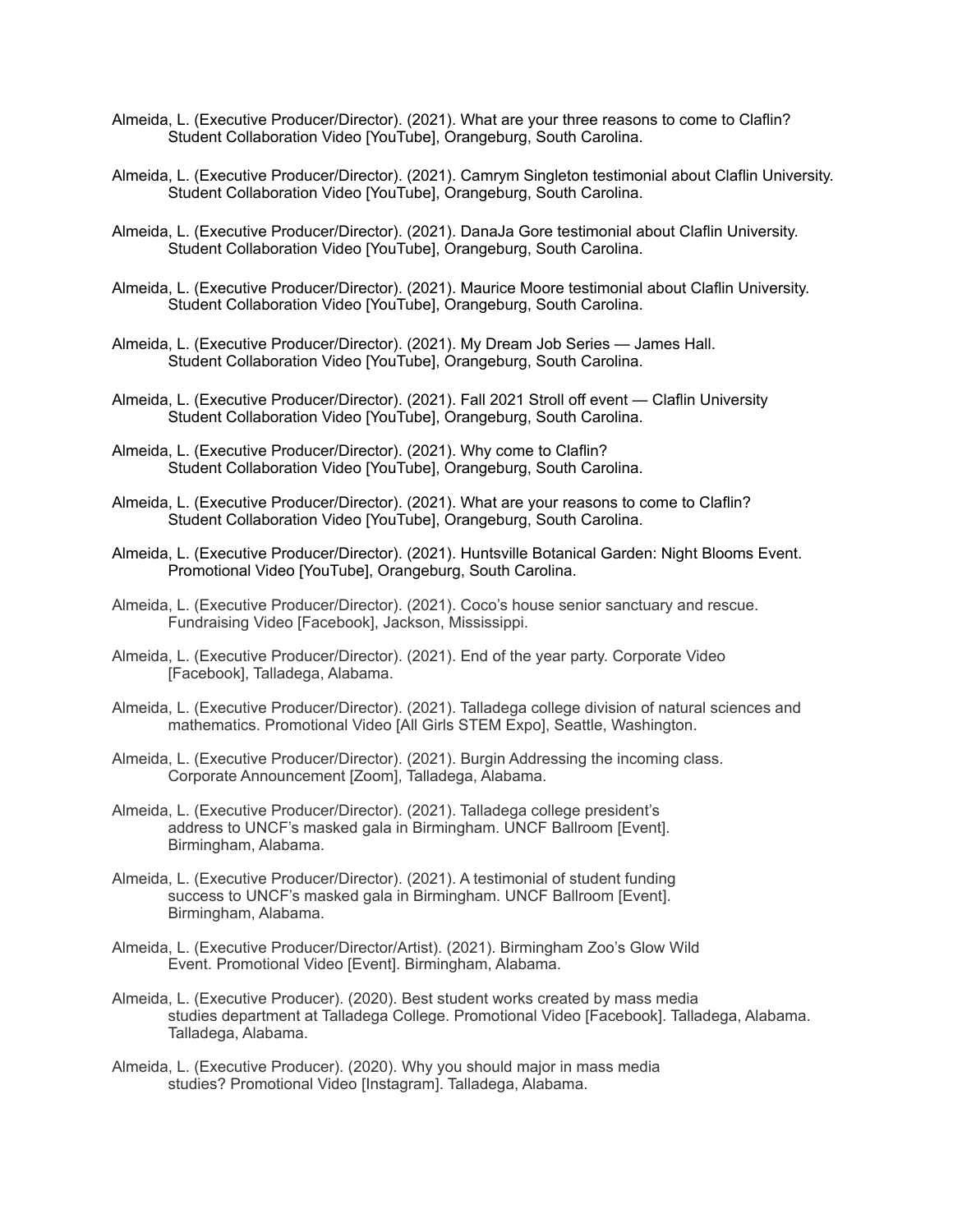Almeida, L. (Executive Producer/Director). (2021). What are your three reasons to come to Claflin? Student Collaboration Video [YouTube], Orangeburg, South Carolina.

Almeida, L. (Executive Producer/Director). (2021). Camrym Singleton testimonial about Claflin University. Student Collaboration Video [YouTube], Orangeburg, South Carolina.

Almeida, L. (Executive Producer/Director). (2021). DanaJa Gore testimonial about Claflin University. Student Collaboration Video [YouTube], Orangeburg, South Carolina.

Almeida, L. (Executive Producer/Director). (2021). Maurice Moore testimonial about Claflin University. Student Collaboration Video [YouTube], Orangeburg, South Carolina.

Almeida, L. (Executive Producer/Director). (2021). My Dream Job Series — James Hall. Student Collaboration Video [YouTube], Orangeburg, South Carolina.

Almeida, L. (Executive Producer/Director). (2021). Fall 2021 Stroll off event — Claflin University Student Collaboration Video [YouTube], Orangeburg, South Carolina.

Almeida, L. (Executive Producer/Director). (2021). Why come to Claflin? Student Collaboration Video [YouTube], Orangeburg, South Carolina.

Almeida, L. (Executive Producer/Director). (2021). What are your reasons to come to Claflin? Student Collaboration Video [YouTube], Orangeburg, South Carolina.

Almeida, L. (Executive Producer/Director). (2021). Huntsville Botanical Garden: Night Blooms Event. Promotional Video [YouTube], Orangeburg, South Carolina.

Almeida, L. (Executive Producer/Director). (2021). Coco's house senior sanctuary and rescue. Fundraising Video [Facebook], Jackson, Mississippi.

Almeida, L. (Executive Producer/Director). (2021). End of the year party. Corporate Video [Facebook], Talladega, Alabama.

Almeida, L. (Executive Producer/Director). (2021). Talladega college division of natural sciences and mathematics. Promotional Video [All Girls STEM Expo], Seattle, Washington.

Almeida, L. (Executive Producer/Director). (2021). Burgin Addressing the incoming class. Corporate Announcement [Zoom], Talladega, Alabama.

Almeida, L. (Executive Producer/Director). (2021). Talladega college president's address to UNCF's masked gala in Birmingham. UNCF Ballroom [Event]. Birmingham, Alabama.

Almeida, L. (Executive Producer/Director). (2021). A testimonial of student funding success to UNCF's masked gala in Birmingham. UNCF Ballroom [Event]. Birmingham, Alabama.

Almeida, L. (Executive Producer/Director/Artist). (2021). Birmingham Zoo's Glow Wild Event. Promotional Video [Event]. Birmingham, Alabama.

Almeida, L. (Executive Producer). (2020). Best student works created by mass media studies department at Talladega College. Promotional Video [Facebook]. Talladega, Alabama. Talladega, Alabama.

Almeida, L. (Executive Producer). (2020). Why you should major in mass media studies? Promotional Video [Instagram]. Talladega, Alabama.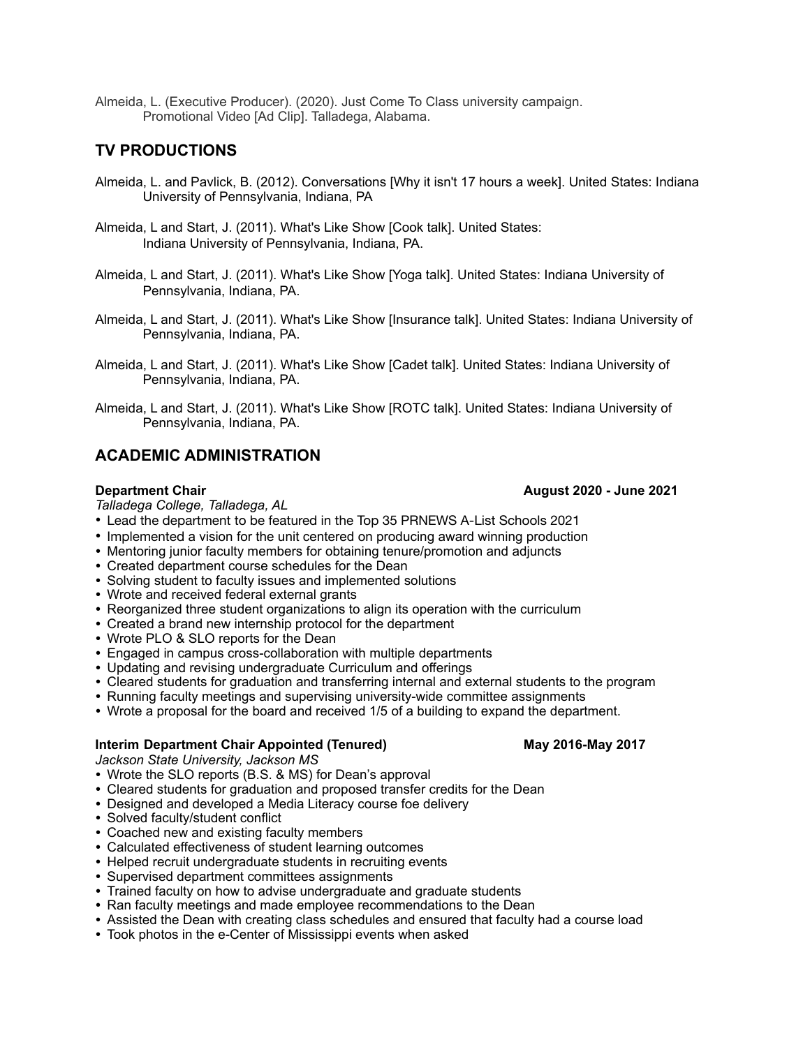Almeida, L. (Executive Producer). (2020). Just Come To Class university campaign. Promotional Video [Ad Clip]. Talladega, Alabama.

## TV PRODUCTIONS

Almeida, L. and Pavlick, B. (2012). Conversations [Why it isn't 17 hours a week]. United States: Indiana University of Pennsylvania, Indiana, PA

Almeida, L and Start, J. (2011). What's Like Show [Cook talk]. United States: Indiana University of Pennsylvania, Indiana, PA.

Almeida, L and Start, J. (2011). What's Like Show [Yoga talk]. United States: Indiana University of Pennsylvania, Indiana, PA.

Almeida, L and Start, J. (2011). What's Like Show [Insurance talk]. United States: Indiana University of Pennsylvania, Indiana, PA.

Almeida, L and Start, J. (2011). What's Like Show [Cadet talk]. United States: Indiana University of Pennsylvania, Indiana, PA.

Almeida, L and Start, J. (2011). What's Like Show [ROTC talk]. United States: Indiana University of Pennsylvania, Indiana, PA.

## ACADEMIC ADMINISTRATION

**Department Chair** **August 2020 - June 2021**

*Talladega College, Talladega, AL*

- Lead the department to be featured in the Top 35 PRNEWS A-List Schools 2021
- Implemented a vision for the unit centered on producing award winning production
- Mentoring junior faculty members for obtaining tenure/promotion and adjuncts
- Created department course schedules for the Dean
- Solving student to faculty issues and implemented solutions
- Wrote and received federal external grants
- Reorganized three student organizations to align its operation with the curriculum
- Created a brand new internship protocol for the department
- Wrote PLO & SLO reports for the Dean
- Engaged in campus cross-collaboration with multiple departments
- Updating and revising undergraduate Curriculum and offerings
- Cleared students for graduation and transferring internal and external students to the program
- Running faculty meetings and supervising university-wide committee assignments
- Wrote a proposal for the board and received 1/5 of a building to expand the department.

**Interim Department Chair Appointed (Tenured)** **May 2016-May 2017**

*Jackson State University, Jackson MS*

- Wrote the SLO reports (B.S. & MS) for Dean's approval
- Cleared students for graduation and proposed transfer credits for the Dean
- Designed and developed a Media Literacy course foe delivery
- Solved faculty/student conflict
- Coached new and existing faculty members
- Calculated effectiveness of student learning outcomes
- Helped recruit undergraduate students in recruiting events
- Supervised department committees assignments
- Trained faculty on how to advise undergraduate and graduate students
- Ran faculty meetings and made employee recommendations to the Dean
- Assisted the Dean with creating class schedules and ensured that faculty had a course load
- Took photos in the e-Center of Mississippi events when asked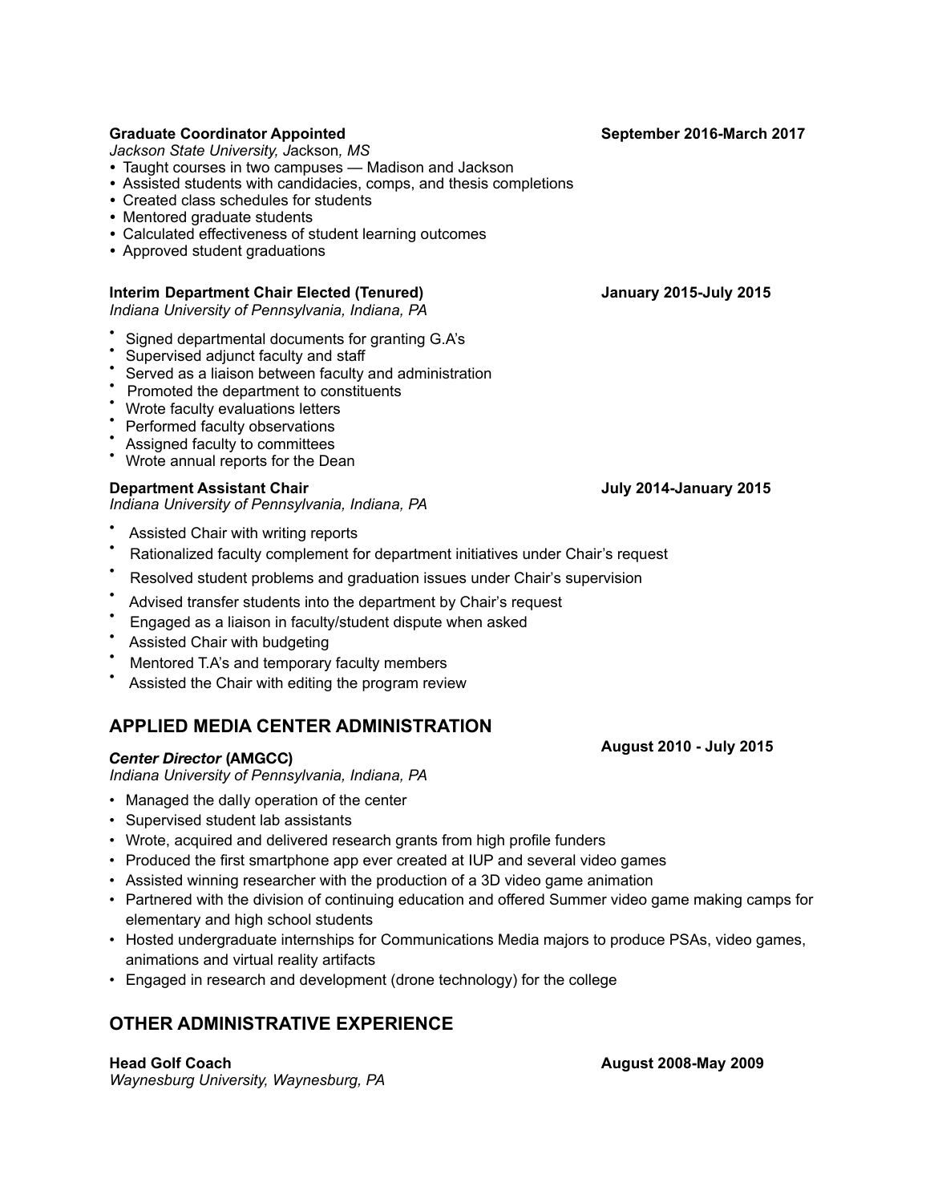**Graduate Coordinator Appointed** **September 2016-March 2017**
*Jackson State University, Jackson, MS*

- Taught courses in two campuses — Madison and Jackson
- Assisted students with candidacies, comps, and thesis completions
- Created class schedules for students
- Mentored graduate students
- Calculated effectiveness of student learning outcomes
- Approved student graduations

**Interim Department Chair Elected (Tenured)** **January 2015-July 2015**
*Indiana University of Pennsylvania, Indiana, PA*

- Signed departmental documents for granting G.A's
- Supervised adjunct faculty and staff
- Served as a liaison between faculty and administration
- Promoted the department to constituents
- Wrote faculty evaluations letters
- Performed faculty observations
- Assigned faculty to committees
- Wrote annual reports for the Dean

**Department Assistant Chair** **July 2014-January 2015**
*Indiana University of Pennsylvania, Indiana, PA*

- Assisted Chair with writing reports
- Rationalized faculty complement for department initiatives under Chair's request
- Resolved student problems and graduation issues under Chair's supervision
- Advised transfer students into the department by Chair's request
- Engaged as a liaison in faculty/student dispute when asked
- Assisted Chair with budgeting
- Mentored T.A's and temporary faculty members
- Assisted the Chair with editing the program review

## APPLIED MEDIA CENTER ADMINISTRATION

***Center Director* (AMGCC)** **August 2010 - July 2015**
*Indiana University of Pennsylvania, Indiana, PA*

- Managed the daily operation of the center
- Supervised student lab assistants
- Wrote, acquired and delivered research grants from high profile funders
- Produced the first smartphone app ever created at IUP and several video games
- Assisted winning researcher with the production of a 3D video game animation
- Partnered with the division of continuing education and offered Summer video game making camps for elementary and high school students
- Hosted undergraduate internships for Communications Media majors to produce PSAs, video games, animations and virtual reality artifacts
- Engaged in research and development (drone technology) for the college

## OTHER ADMINISTRATIVE EXPERIENCE

**Head Golf Coach** **August 2008-May 2009**
*Waynesburg University, Waynesburg, PA*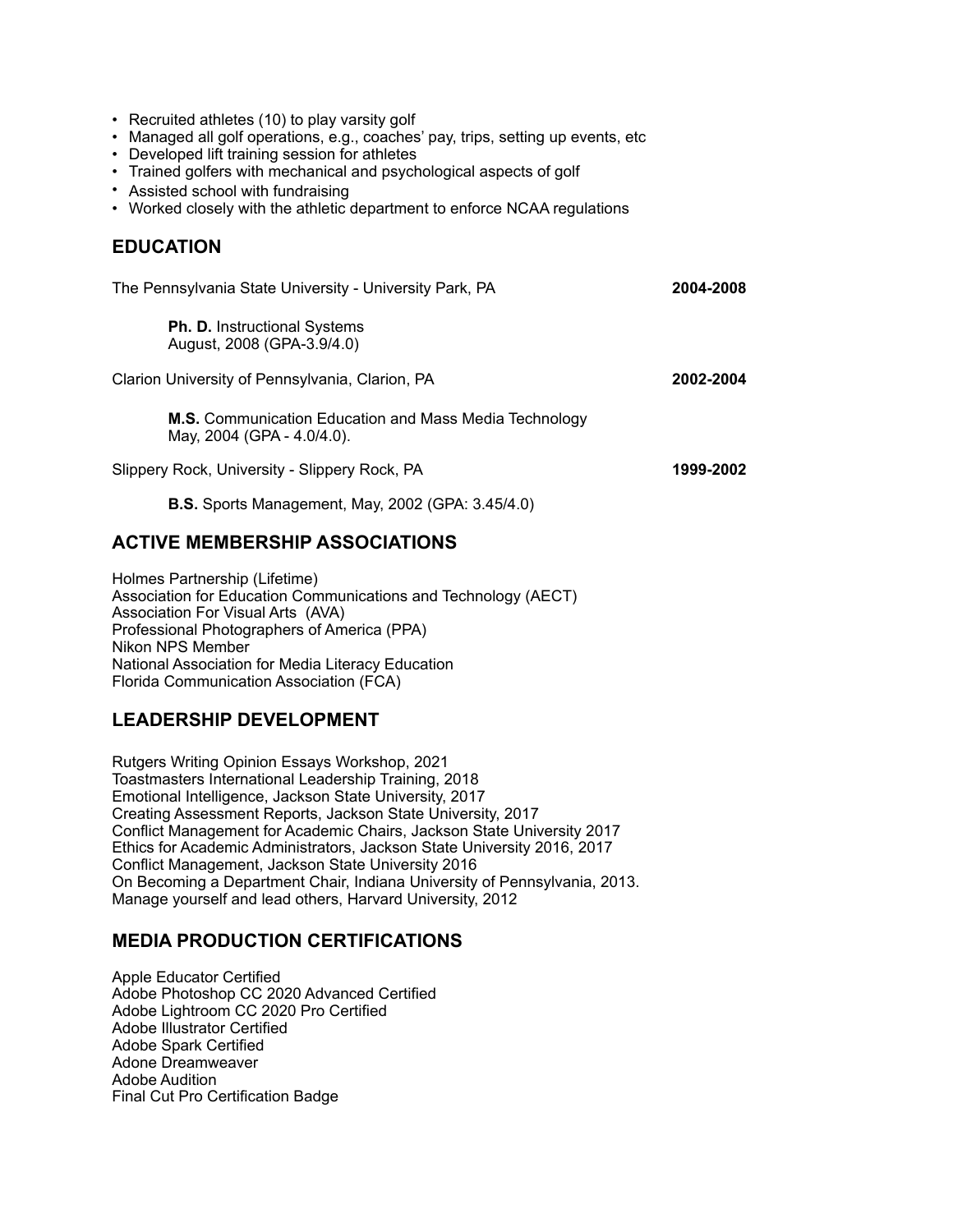- Recruited athletes (10) to play varsity golf
- Managed all golf operations, e.g., coaches' pay, trips, setting up events, etc
- Developed lift training session for athletes
- Trained golfers with mechanical and psychological aspects of golf
- Assisted school with fundraising
- Worked closely with the athletic department to enforce NCAA regulations

## EDUCATION

The Pennsylvania State University - University Park, PA **2004-2008**

> **Ph. D.** Instructional Systems
> August, 2008 (GPA-3.9/4.0)

Clarion University of Pennsylvania, Clarion, PA **2002-2004**

> **M.S.** Communication Education and Mass Media Technology
> May, 2004 (GPA - 4.0/4.0).

Slippery Rock, University - Slippery Rock, PA **1999-2002**

> **B.S.** Sports Management, May, 2002 (GPA: 3.45/4.0)

## ACTIVE MEMBERSHIP ASSOCIATIONS

Holmes Partnership (Lifetime)
Association for Education Communications and Technology (AECT)
Association For Visual Arts (AVA)
Professional Photographers of America (PPA)
Nikon NPS Member
National Association for Media Literacy Education
Florida Communication Association (FCA)

## LEADERSHIP DEVELOPMENT

Rutgers Writing Opinion Essays Workshop, 2021
Toastmasters International Leadership Training, 2018
Emotional Intelligence, Jackson State University, 2017
Creating Assessment Reports, Jackson State University, 2017
Conflict Management for Academic Chairs, Jackson State University 2017
Ethics for Academic Administrators, Jackson State University 2016, 2017
Conflict Management, Jackson State University 2016
On Becoming a Department Chair, Indiana University of Pennsylvania, 2013.
Manage yourself and lead others, Harvard University, 2012

## MEDIA PRODUCTION CERTIFICATIONS

Apple Educator Certified
Adobe Photoshop CC 2020 Advanced Certified
Adobe Lightroom CC 2020 Pro Certified
Adobe Illustrator Certified
Adobe Spark Certified
Adone Dreamweaver
Adobe Audition
Final Cut Pro Certification Badge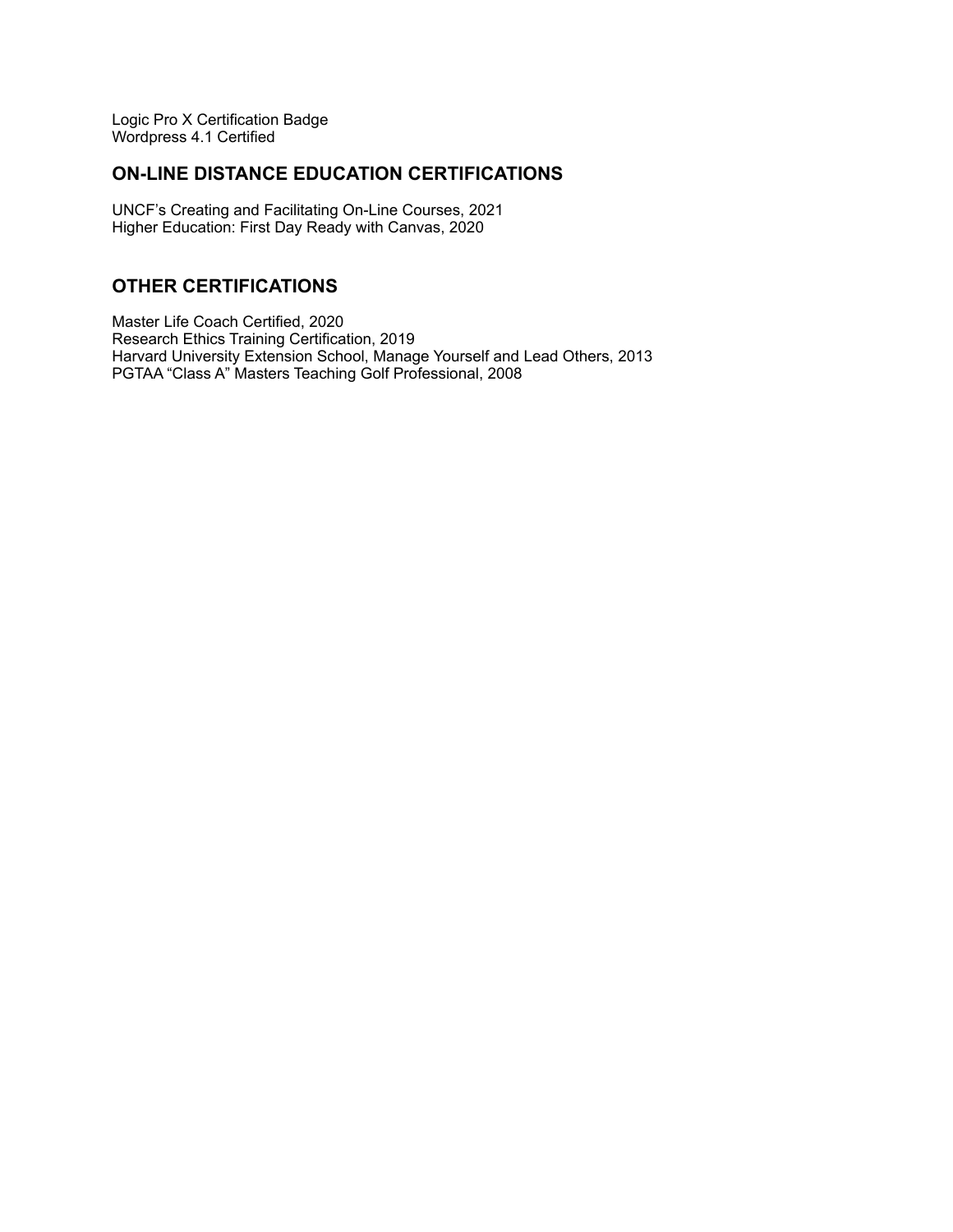Logic Pro X Certification Badge
Wordpress 4.1 Certified

## ON-LINE DISTANCE EDUCATION CERTIFICATIONS

UNCF's Creating and Facilitating On-Line Courses, 2021
Higher Education: First Day Ready with Canvas, 2020

## OTHER CERTIFICATIONS

Master Life Coach Certified, 2020
Research Ethics Training Certification, 2019
Harvard University Extension School, Manage Yourself and Lead Others, 2013
PGTAA "Class A" Masters Teaching Golf Professional, 2008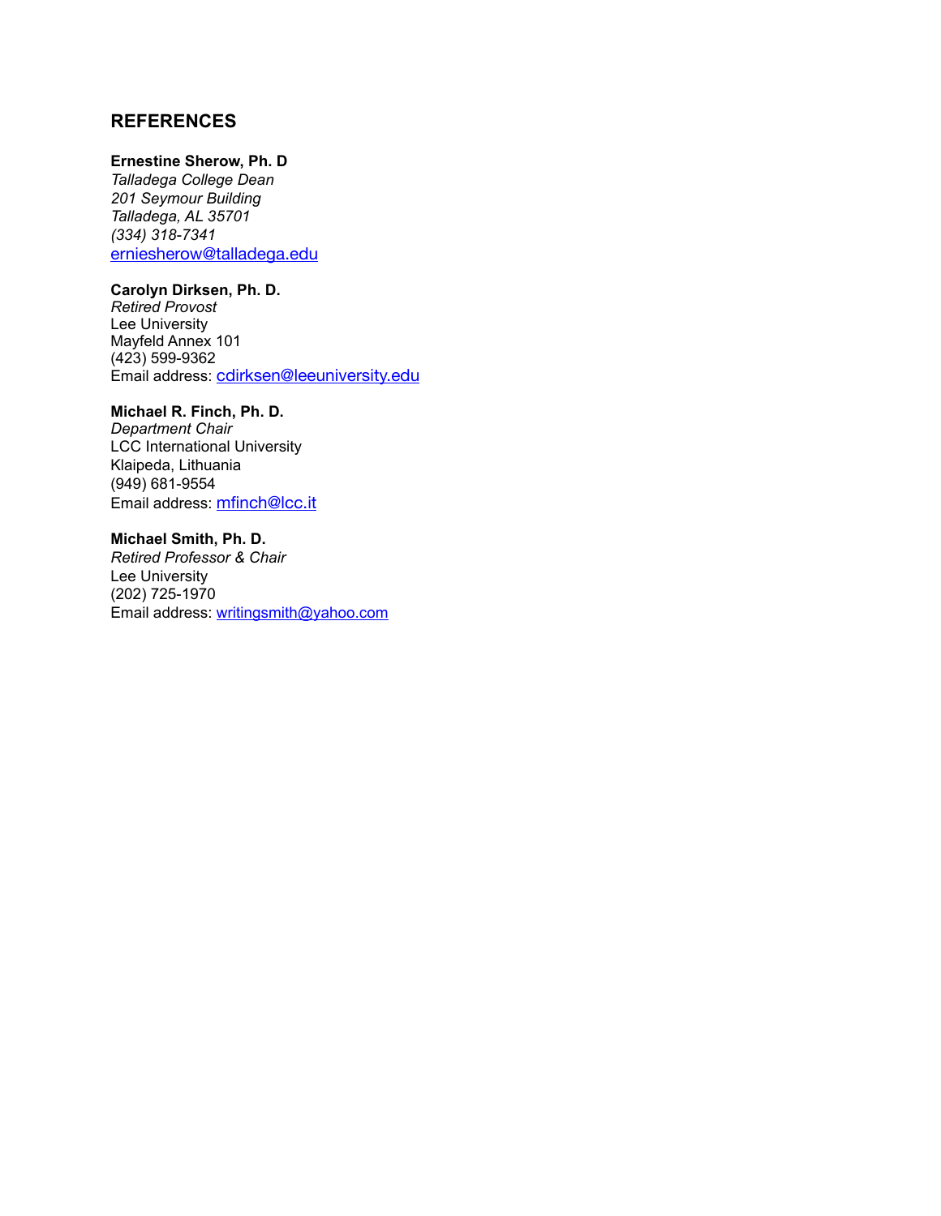## REFERENCES

**Ernestine Sherow, Ph. D**
*Talladega College Dean*
*201 Seymour Building*
*Talladega, AL 35701*
*(334) 318-7341*
erniesherow@talladega.edu

**Carolyn Dirksen, Ph. D.**
*Retired Provost*
Lee University
Mayfeld Annex 101
(423) 599-9362
Email address: cdirksen@leeuniversity.edu

**Michael R. Finch, Ph. D.**
*Department Chair*
LCC International University
Klaipeda, Lithuania
(949) 681-9554
Email address: mfinch@lcc.it

**Michael Smith, Ph. D.**
*Retired Professor & Chair*
Lee University
(202) 725-1970
Email address: writingsmith@yahoo.com